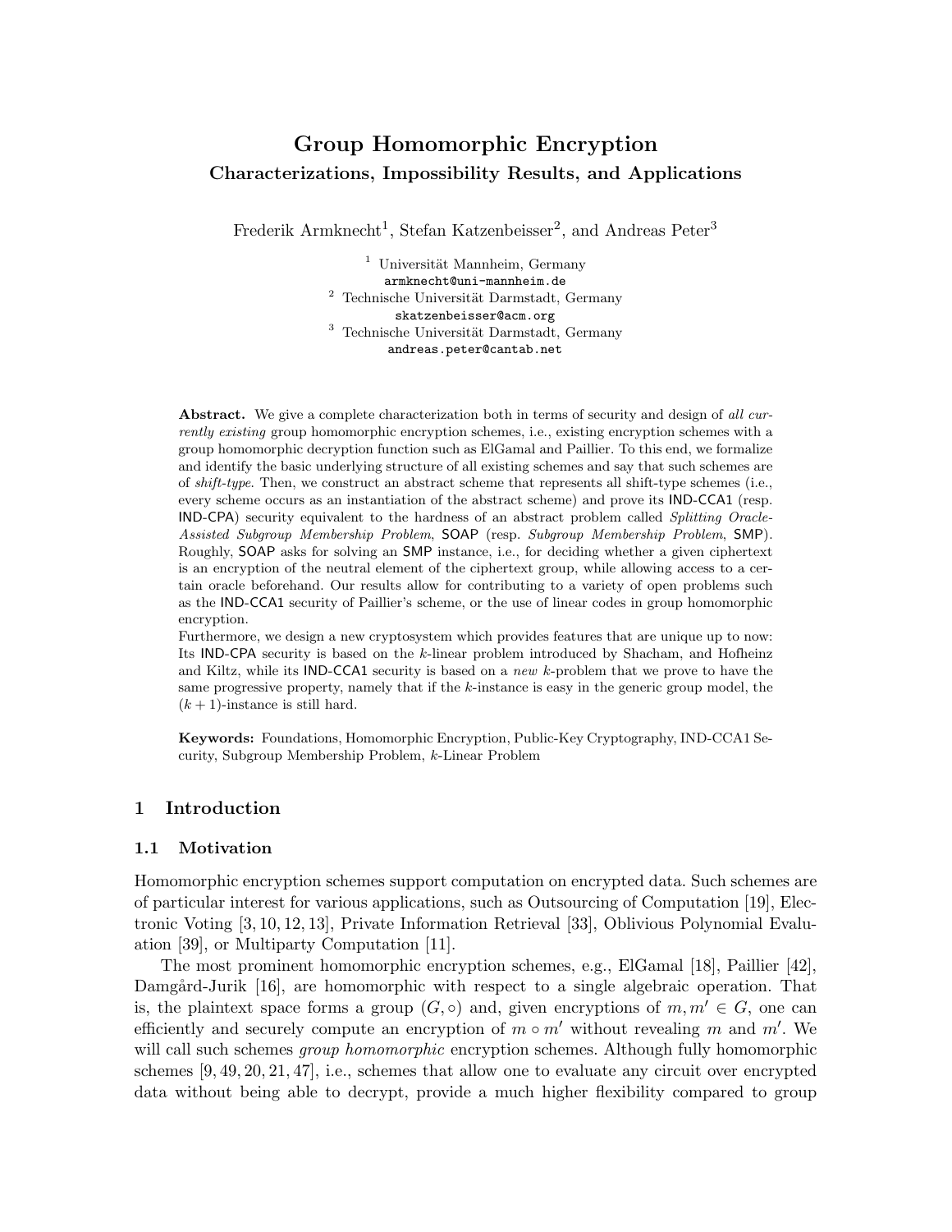# Group Homomorphic Encryption

## Characterizations, Impossibility Results, and Applications

Frederik Armknecht[1], Stefan Katzenbeisser[2], and Andreas Peter[3]

[1] Universität Mannheim, Germany
armknecht@uni-mannheim.de

[2] Technische Universität Darmstadt, Germany
skatzenbeisser@acm.org

[3] Technische Universität Darmstadt, Germany
andreas.peter@cantab.net

**Abstract.** We give a complete characterization both in terms of security and design of *all currently existing* group homomorphic encryption schemes, i.e., existing encryption schemes with a group homomorphic decryption function such as ElGamal and Paillier. To this end, we formalize and identify the basic underlying structure of all existing schemes and say that such schemes are of *shift-type*. Then, we construct an abstract scheme that represents all shift-type schemes (i.e., every scheme occurs as an instantiation of the abstract scheme) and prove its IND-CCA1 (resp. IND-CPA) security equivalent to the hardness of an abstract problem called *Splitting Oracle-Assisted Subgroup Membership Problem*, SOAP (resp. *Subgroup Membership Problem*, SMP). Roughly, SOAP asks for solving an SMP instance, i.e., for deciding whether a given ciphertext is an encryption of the neutral element of the ciphertext group, while allowing access to a certain oracle beforehand. Our results allow for contributing to a variety of open problems such as the IND-CCA1 security of Paillier's scheme, or the use of linear codes in group homomorphic encryption.

Furthermore, we design a new cryptosystem which provides features that are unique up to now: Its IND-CPA security is based on the $k$-linear problem introduced by Shacham, and Hofheinz and Kiltz, while its IND-CCA1 security is based on a *new* $k$-problem that we prove to have the same progressive property, namely that if the $k$-instance is easy in the generic group model, the $(k+1)$-instance is still hard.

**Keywords:** Foundations, Homomorphic Encryption, Public-Key Cryptography, IND-CCA1 Security, Subgroup Membership Problem, $k$-Linear Problem

## 1 Introduction

### 1.1 Motivation

Homomorphic encryption schemes support computation on encrypted data. Such schemes are of particular interest for various applications, such as Outsourcing of Computation [19], Electronic Voting [3, 10, 12, 13], Private Information Retrieval [33], Oblivious Polynomial Evaluation [39], or Multiparty Computation [11].

The most prominent homomorphic encryption schemes, e.g., ElGamal [18], Paillier [42], Damgård-Jurik [16], are homomorphic with respect to a single algebraic operation. That is, the plaintext space forms a group $(G, \circ)$ and, given encryptions of $m, m' \in G$, one can efficiently and securely compute an encryption of $m \circ m'$ without revealing $m$ and $m'$. We will call such schemes *group homomorphic* encryption schemes. Although fully homomorphic schemes [9, 49, 20, 21, 47], i.e., schemes that allow one to evaluate any circuit over encrypted data without being able to decrypt, provide a much higher flexibility compared to group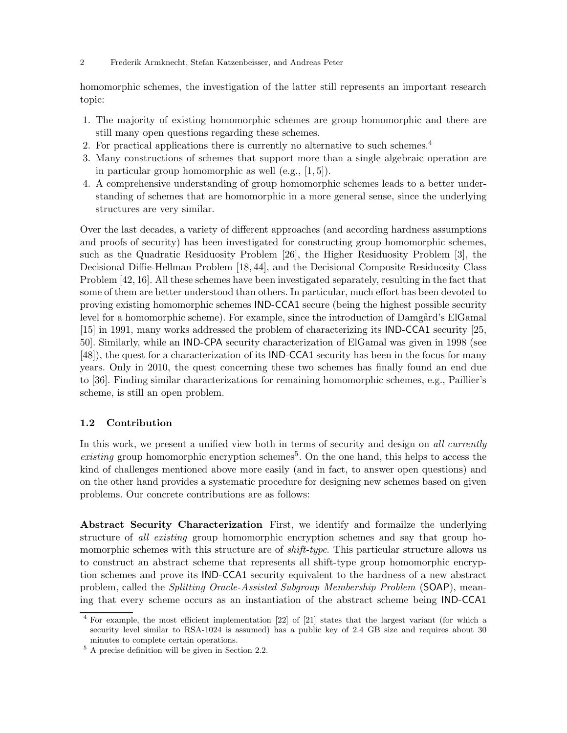homomorphic schemes, the investigation of the latter still represents an important research topic:

1. The majority of existing homomorphic schemes are group homomorphic and there are still many open questions regarding these schemes.
2. For practical applications there is currently no alternative to such schemes.[4]
3. Many constructions of schemes that support more than a single algebraic operation are in particular group homomorphic as well (e.g., [1, 5]).
4. A comprehensive understanding of group homomorphic schemes leads to a better understanding of schemes that are homomorphic in a more general sense, since the underlying structures are very similar.

Over the last decades, a variety of different approaches (and according hardness assumptions and proofs of security) has been investigated for constructing group homomorphic schemes, such as the Quadratic Residuosity Problem [26], the Higher Residuosity Problem [3], the Decisional Diffie-Hellman Problem [18, 44], and the Decisional Composite Residuosity Class Problem [42, 16]. All these schemes have been investigated separately, resulting in the fact that some of them are better understood than others. In particular, much effort has been devoted to proving existing homomorphic schemes IND-CCA1 secure (being the highest possible security level for a homomorphic scheme). For example, since the introduction of Damgård's ElGamal [15] in 1991, many works addressed the problem of characterizing its IND-CCA1 security [25, 50]. Similarly, while an IND-CPA security characterization of ElGamal was given in 1998 (see [48]), the quest for a characterization of its IND-CCA1 security has been in the focus for many years. Only in 2010, the quest concerning these two schemes has finally found an end due to [36]. Finding similar characterizations for remaining homomorphic schemes, e.g., Paillier's scheme, is still an open problem.

### 1.2 Contribution

In this work, we present a unified view both in terms of security and design on *all currently existing* group homomorphic encryption schemes[5]. On the one hand, this helps to access the kind of challenges mentioned above more easily (and in fact, to answer open questions) and on the other hand provides a systematic procedure for designing new schemes based on given problems. Our concrete contributions are as follows:

**Abstract Security Characterization** First, we identify and formailze the underlying structure of *all existing* group homomorphic encryption schemes and say that group homomorphic schemes with this structure are of *shift-type*. This particular structure allows us to construct an abstract scheme that represents all shift-type group homomorphic encryption schemes and prove its IND-CCA1 security equivalent to the hardness of a new abstract problem, called the *Splitting Oracle-Assisted Subgroup Membership Problem* (SOAP), meaning that every scheme occurs as an instantiation of the abstract scheme being IND-CCA1

[4] For example, the most efficient implementation [22] of [21] states that the largest variant (for which a security level similar to RSA-1024 is assumed) has a public key of 2.4 GB size and requires about 30 minutes to complete certain operations.

[5] A precise definition will be given in Section 2.2.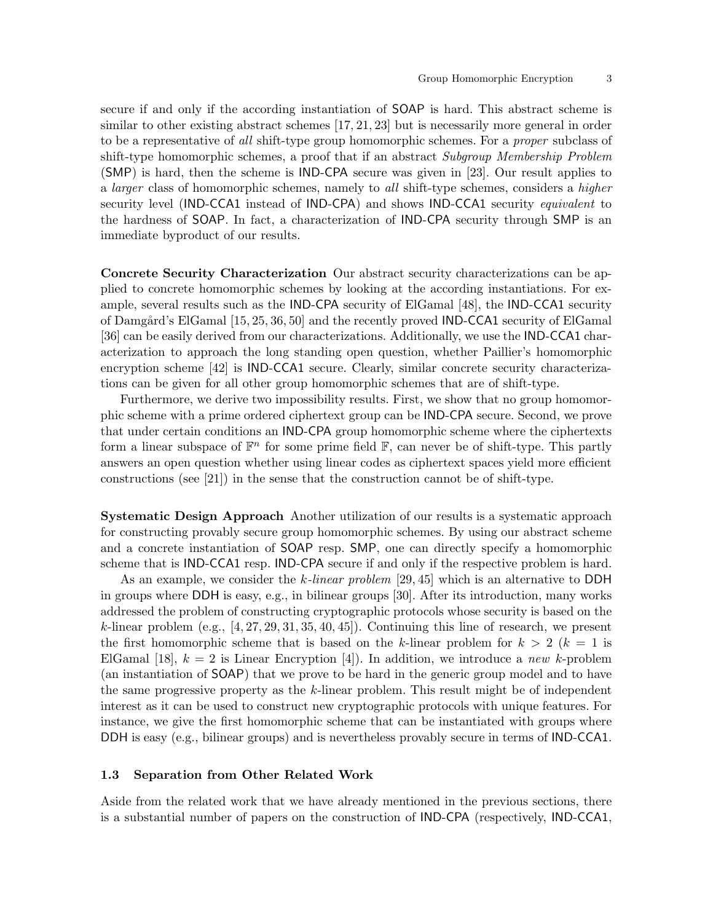secure if and only if the according instantiation of SOAP is hard. This abstract scheme is similar to other existing abstract schemes [17, 21, 23] but is necessarily more general in order to be a representative of *all* shift-type group homomorphic schemes. For a *proper* subclass of shift-type homomorphic schemes, a proof that if an abstract *Subgroup Membership Problem* (SMP) is hard, then the scheme is IND-CPA secure was given in [23]. Our result applies to a *larger* class of homomorphic schemes, namely to *all* shift-type schemes, considers a *higher* security level (IND-CCA1 instead of IND-CPA) and shows IND-CCA1 security *equivalent* to the hardness of SOAP. In fact, a characterization of IND-CPA security through SMP is an immediate byproduct of our results.

**Concrete Security Characterization** Our abstract security characterizations can be applied to concrete homomorphic schemes by looking at the according instantiations. For example, several results such as the IND-CPA security of ElGamal [48], the IND-CCA1 security of Damgård's ElGamal [15, 25, 36, 50] and the recently proved IND-CCA1 security of ElGamal [36] can be easily derived from our characterizations. Additionally, we use the IND-CCA1 characterization to approach the long standing open question, whether Paillier's homomorphic encryption scheme [42] is IND-CCA1 secure. Clearly, similar concrete security characterizations can be given for all other group homomorphic schemes that are of shift-type.

Furthermore, we derive two impossibility results. First, we show that no group homomorphic scheme with a prime ordered ciphertext group can be IND-CPA secure. Second, we prove that under certain conditions an IND-CPA group homomorphic scheme where the ciphertexts form a linear subspace of $\mathbb{F}^n$ for some prime field $\mathbb{F}$, can never be of shift-type. This partly answers an open question whether using linear codes as ciphertext spaces yield more efficient constructions (see [21]) in the sense that the construction cannot be of shift-type.

**Systematic Design Approach** Another utilization of our results is a systematic approach for constructing provably secure group homomorphic schemes. By using our abstract scheme and a concrete instantiation of SOAP resp. SMP, one can directly specify a homomorphic scheme that is IND-CCA1 resp. IND-CPA secure if and only if the respective problem is hard.

As an example, we consider the *k-linear problem* [29, 45] which is an alternative to DDH in groups where DDH is easy, e.g., in bilinear groups [30]. After its introduction, many works addressed the problem of constructing cryptographic protocols whose security is based on the $k$-linear problem (e.g., [4, 27, 29, 31, 35, 40, 45]). Continuing this line of research, we present the first homomorphic scheme that is based on the $k$-linear problem for $k > 2$ ($k = 1$ is ElGamal [18], $k = 2$ is Linear Encryption [4]). In addition, we introduce a *new* $k$-problem (an instantiation of SOAP) that we prove to be hard in the generic group model and to have the same progressive property as the $k$-linear problem. This result might be of independent interest as it can be used to construct new cryptographic protocols with unique features. For instance, we give the first homomorphic scheme that can be instantiated with groups where DDH is easy (e.g., bilinear groups) and is nevertheless provably secure in terms of IND-CCA1.

### 1.3 Separation from Other Related Work

Aside from the related work that we have already mentioned in the previous sections, there is a substantial number of papers on the construction of IND-CPA (respectively, IND-CCA1,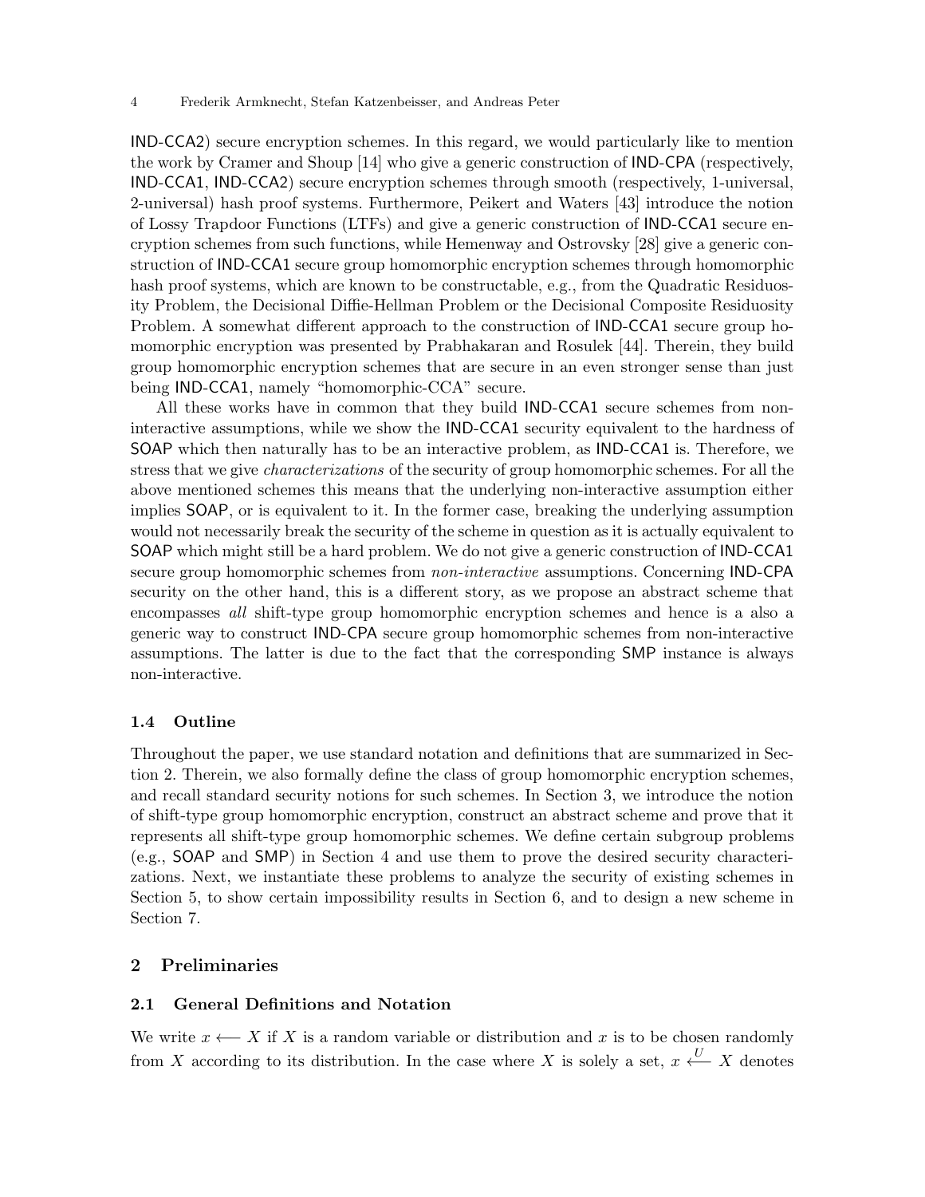IND-CCA2) secure encryption schemes. In this regard, we would particularly like to mention the work by Cramer and Shoup [14] who give a generic construction of IND-CPA (respectively, IND-CCA1, IND-CCA2) secure encryption schemes through smooth (respectively, 1-universal, 2-universal) hash proof systems. Furthermore, Peikert and Waters [43] introduce the notion of Lossy Trapdoor Functions (LTFs) and give a generic construction of IND-CCA1 secure encryption schemes from such functions, while Hemenway and Ostrovsky [28] give a generic construction of IND-CCA1 secure group homomorphic encryption schemes through homomorphic hash proof systems, which are known to be constructable, e.g., from the Quadratic Residuosity Problem, the Decisional Diffie-Hellman Problem or the Decisional Composite Residuosity Problem. A somewhat different approach to the construction of IND-CCA1 secure group homomorphic encryption was presented by Prabhakaran and Rosulek [44]. Therein, they build group homomorphic encryption schemes that are secure in an even stronger sense than just being IND-CCA1, namely "homomorphic-CCA" secure.

All these works have in common that they build IND-CCA1 secure schemes from non-interactive assumptions, while we show the IND-CCA1 security equivalent to the hardness of SOAP which then naturally has to be an interactive problem, as IND-CCA1 is. Therefore, we stress that we give *characterizations* of the security of group homomorphic schemes. For all the above mentioned schemes this means that the underlying non-interactive assumption either implies SOAP, or is equivalent to it. In the former case, breaking the underlying assumption would not necessarily break the security of the scheme in question as it is actually equivalent to SOAP which might still be a hard problem. We do not give a generic construction of IND-CCA1 secure group homomorphic schemes from *non-interactive* assumptions. Concerning IND-CPA security on the other hand, this is a different story, as we propose an abstract scheme that encompasses *all* shift-type group homomorphic encryption schemes and hence is a also a generic way to construct IND-CPA secure group homomorphic schemes from non-interactive assumptions. The latter is due to the fact that the corresponding SMP instance is always non-interactive.

### 1.4 Outline

Throughout the paper, we use standard notation and definitions that are summarized in Section 2. Therein, we also formally define the class of group homomorphic encryption schemes, and recall standard security notions for such schemes. In Section 3, we introduce the notion of shift-type group homomorphic encryption, construct an abstract scheme and prove that it represents all shift-type group homomorphic schemes. We define certain subgroup problems (e.g., SOAP and SMP) in Section 4 and use them to prove the desired security characterizations. Next, we instantiate these problems to analyze the security of existing schemes in Section 5, to show certain impossibility results in Section 6, and to design a new scheme in Section 7.

## 2 Preliminaries

### 2.1 General Definitions and Notation

We write $x \longleftarrow X$ if $X$ is a random variable or distribution and $x$ is to be chosen randomly from $X$ according to its distribution. In the case where $X$ is solely a set, $x \stackrel{U}{\longleftarrow} X$ denotes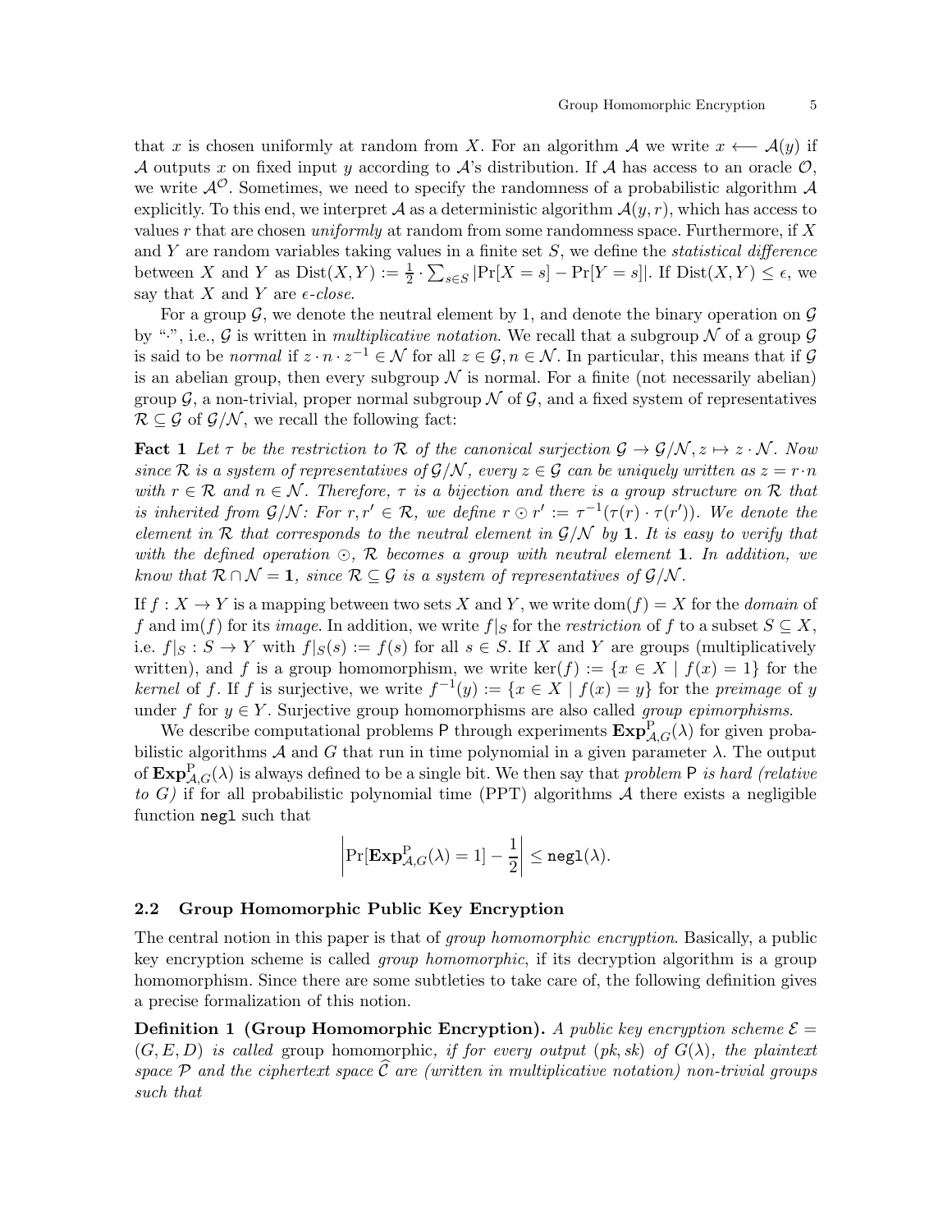that $x$ is chosen uniformly at random from $X$. For an algorithm $\mathcal{A}$ we write $x \longleftarrow \mathcal{A}(y)$ if $\mathcal{A}$ outputs $x$ on fixed input $y$ according to $\mathcal{A}$'s distribution. If $\mathcal{A}$ has access to an oracle $\mathcal{O}$, we write $\mathcal{A}^{\mathcal{O}}$. Sometimes, we need to specify the randomness of a probabilistic algorithm $\mathcal{A}$ explicitly. To this end, we interpret $\mathcal{A}$ as a deterministic algorithm $\mathcal{A}(y, r)$, which has access to values $r$ that are chosen *uniformly* at random from some randomness space. Furthermore, if $X$ and $Y$ are random variables taking values in a finite set $S$, we define the *statistical difference* between $X$ and $Y$ as $\mathrm{Dist}(X, Y) := \frac{1}{2} \cdot \sum_{s \in S} |\Pr[X = s] - \Pr[Y = s]|$. If $\mathrm{Dist}(X, Y) \leq \epsilon$, we say that $X$ and $Y$ are *$\epsilon$-close*.

For a group $\mathcal{G}$, we denote the neutral element by 1, and denote the binary operation on $\mathcal{G}$ by "$\cdot$", i.e., $\mathcal{G}$ is written in *multiplicative notation*. We recall that a subgroup $\mathcal{N}$ of a group $\mathcal{G}$ is said to be *normal* if $z \cdot n \cdot z^{-1} \in \mathcal{N}$ for all $z \in \mathcal{G}, n \in \mathcal{N}$. In particular, this means that if $\mathcal{G}$ is an abelian group, then every subgroup $\mathcal{N}$ is normal. For a finite (not necessarily abelian) group $\mathcal{G}$, a non-trivial, proper normal subgroup $\mathcal{N}$ of $\mathcal{G}$, and a fixed system of representatives $\mathcal{R} \subseteq \mathcal{G}$ of $\mathcal{G}/\mathcal{N}$, we recall the following fact:

**Fact 1** *Let $\tau$ be the restriction to $\mathcal{R}$ of the canonical surjection $\mathcal{G} \to \mathcal{G}/\mathcal{N}, z \mapsto z \cdot \mathcal{N}$. Now since $\mathcal{R}$ is a system of representatives of $\mathcal{G}/\mathcal{N}$, every $z \in \mathcal{G}$ can be uniquely written as $z = r \cdot n$ with $r \in \mathcal{R}$ and $n \in \mathcal{N}$. Therefore, $\tau$ is a bijection and there is a group structure on $\mathcal{R}$ that is inherited from $\mathcal{G}/\mathcal{N}$: For $r, r' \in \mathcal{R}$, we define $r \odot r' := \tau^{-1}(\tau(r) \cdot \tau(r'))$. We denote the element in $\mathcal{R}$ that corresponds to the neutral element in $\mathcal{G}/\mathcal{N}$ by $\mathbf{1}$. It is easy to verify that with the defined operation $\odot$, $\mathcal{R}$ becomes a group with neutral element $\mathbf{1}$. In addition, we know that $\mathcal{R} \cap \mathcal{N} = \mathbf{1}$, since $\mathcal{R} \subseteq \mathcal{G}$ is a system of representatives of $\mathcal{G}/\mathcal{N}$.*

If $f : X \to Y$ is a mapping between two sets $X$ and $Y$, we write $\mathrm{dom}(f) = X$ for the *domain* of $f$ and $\mathrm{im}(f)$ for its *image*. In addition, we write $f|_S$ for the *restriction* of $f$ to a subset $S \subseteq X$, i.e. $f|_S : S \to Y$ with $f|_S(s) := f(s)$ for all $s \in S$. If $X$ and $Y$ are groups (multiplicatively written), and $f$ is a group homomorphism, we write $\ker(f) := \{x \in X \mid f(x) = 1\}$ for the *kernel* of $f$. If $f$ is surjective, we write $f^{-1}(y) := \{x \in X \mid f(x) = y\}$ for the *preimage* of $y$ under $f$ for $y \in Y$. Surjective group homomorphisms are also called *group epimorphisms*.

We describe computational problems $\mathsf{P}$ through experiments $\mathbf{Exp}^{\mathrm{P}}_{\mathcal{A},G}(\lambda)$ for given probabilistic algorithms $\mathcal{A}$ and $G$ that run in time polynomial in a given parameter $\lambda$. The output of $\mathbf{Exp}^{\mathrm{P}}_{\mathcal{A},G}(\lambda)$ is always defined to be a single bit. We then say that *problem* $\mathsf{P}$ *is hard (relative to $G$)* if for all probabilistic polynomial time (PPT) algorithms $\mathcal{A}$ there exists a negligible function $\mathtt{negl}$ such that

$$\left| \Pr[\mathbf{Exp}^{\mathrm{P}}_{\mathcal{A},G}(\lambda) = 1] - \frac{1}{2} \right| \leq \mathtt{negl}(\lambda).$$

## 2.2 Group Homomorphic Public Key Encryption

The central notion in this paper is that of *group homomorphic encryption*. Basically, a public key encryption scheme is called *group homomorphic*, if its decryption algorithm is a group homomorphism. Since there are some subtleties to take care of, the following definition gives a precise formalization of this notion.

**Definition 1 (Group Homomorphic Encryption).** *A public key encryption scheme $\mathcal{E} = (G, E, D)$ is called* group homomorphic*, if for every output $(pk, sk)$ of $G(\lambda)$, the plaintext space $\mathcal{P}$ and the ciphertext space $\widehat{\mathcal{C}}$ are (written in multiplicative notation) non-trivial groups such that*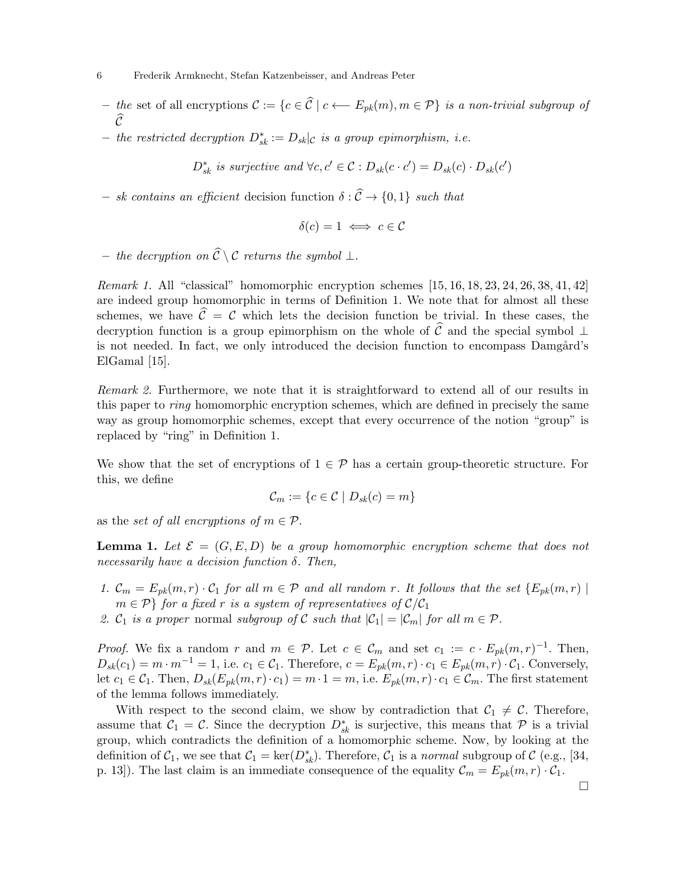– *the* set of all encryptions $\mathcal{C} := \{c \in \widehat{\mathcal{C}} \mid c \longleftarrow E_{pk}(m), m \in \mathcal{P}\}$ *is a non-trivial subgroup of* $\widehat{\mathcal{C}}$

– *the restricted decryption* $D^*_{sk} := D_{sk}|_{\mathcal{C}}$ *is a group epimorphism, i.e.*

$$D^*_{sk} \text{ is surjective and } \forall c, c' \in \mathcal{C} : D_{sk}(c \cdot c') = D_{sk}(c) \cdot D_{sk}(c')$$

– *sk contains an* **efficient** decision function $\delta : \widehat{\mathcal{C}} \to \{0, 1\}$ *such that*

$$\delta(c) = 1 \iff c \in \mathcal{C}$$

– *the decryption on* $\widehat{\mathcal{C}} \setminus \mathcal{C}$ *returns the symbol* $\perp$.

*Remark 1.* All "classical" homomorphic encryption schemes [15, 16, 18, 23, 24, 26, 38, 41, 42] are indeed group homomorphic in terms of Definition 1. We note that for almost all these schemes, we have $\widehat{\mathcal{C}} = \mathcal{C}$ which lets the decision function be trivial. In these cases, the decryption function is a group epimorphism on the whole of $\widehat{\mathcal{C}}$ and the special symbol $\perp$ is not needed. In fact, we only introduced the decision function to encompass Damgård's ElGamal [15].

*Remark 2.* Furthermore, we note that it is straightforward to extend all of our results in this paper to *ring* homomorphic encryption schemes, which are defined in precisely the same way as group homomorphic schemes, except that every occurrence of the notion "group" is replaced by "ring" in Definition 1.

We show that the set of encryptions of $1 \in \mathcal{P}$ has a certain group-theoretic structure. For this, we define

$$\mathcal{C}_m := \{c \in \mathcal{C} \mid D_{sk}(c) = m\}$$

as the *set of all encryptions of* $m \in \mathcal{P}$.

**Lemma 1.** *Let* $\mathcal{E} = (G, E, D)$ *be a group homomorphic encryption scheme that does not necessarily have a decision function* $\delta$. *Then,*

1. $\mathcal{C}_m = E_{pk}(m, r) \cdot \mathcal{C}_1$ *for all* $m \in \mathcal{P}$ *and all random* $r$. *It follows that the set* $\{E_{pk}(m, r) \mid m \in \mathcal{P}\}$ *for a fixed* $r$ *is a system of representatives of* $\mathcal{C}/\mathcal{C}_1$
2. $\mathcal{C}_1$ *is a* **proper** normal *subgroup of* $\mathcal{C}$ *such that* $|\mathcal{C}_1| = |\mathcal{C}_m|$ *for all* $m \in \mathcal{P}$.

*Proof.* We fix a random $r$ and $m \in \mathcal{P}$. Let $c \in \mathcal{C}_m$ and set $c_1 := c \cdot E_{pk}(m, r)^{-1}$. Then, $D_{sk}(c_1) = m \cdot m^{-1} = 1$, i.e. $c_1 \in \mathcal{C}_1$. Therefore, $c = E_{pk}(m, r) \cdot c_1 \in E_{pk}(m, r) \cdot \mathcal{C}_1$. Conversely, let $c_1 \in \mathcal{C}_1$. Then, $D_{sk}(E_{pk}(m, r) \cdot c_1) = m \cdot 1 = m$, i.e. $E_{pk}(m, r) \cdot c_1 \in \mathcal{C}_m$. The first statement of the lemma follows immediately.

With respect to the second claim, we show by contradiction that $\mathcal{C}_1 \neq \mathcal{C}$. Therefore, assume that $\mathcal{C}_1 = \mathcal{C}$. Since the decryption $D^*_{sk}$ is surjective, this means that $\mathcal{P}$ is a trivial group, which contradicts the definition of a homomorphic scheme. Now, by looking at the definition of $\mathcal{C}_1$, we see that $\mathcal{C}_1 = \ker(D^*_{sk})$. Therefore, $\mathcal{C}_1$ is a *normal* subgroup of $\mathcal{C}$ (e.g., [34, p. 13]). The last claim is an immediate consequence of the equality $\mathcal{C}_m = E_{pk}(m, r) \cdot \mathcal{C}_1$.

□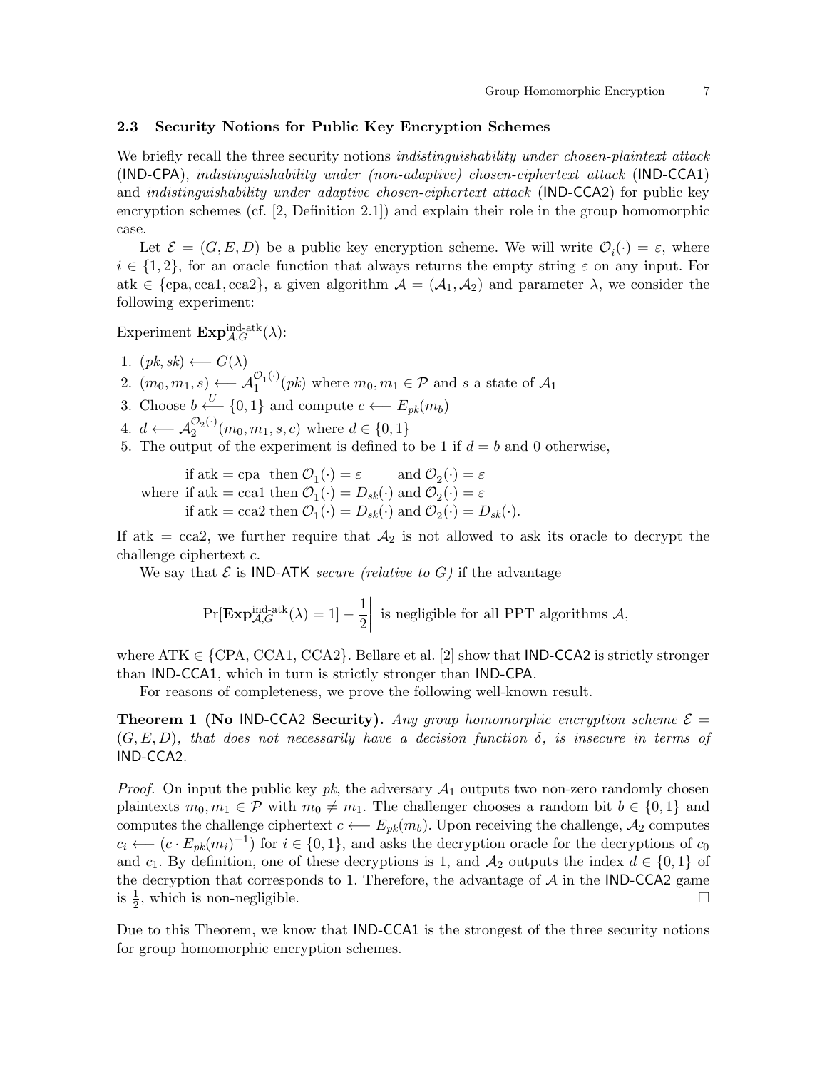### 2.3 Security Notions for Public Key Encryption Schemes

We briefly recall the three security notions *indistinguishability under chosen-plaintext attack* (IND-CPA), *indistinguishability under (non-adaptive) chosen-ciphertext attack* (IND-CCA1) and *indistinguishability under adaptive chosen-ciphertext attack* (IND-CCA2) for public key encryption schemes (cf. [2, Definition 2.1]) and explain their role in the group homomorphic case.

Let $\mathcal{E} = (G, E, D)$ be a public key encryption scheme. We will write $\mathcal{O}_i(\cdot) = \varepsilon$, where $i \in \{1, 2\}$, for an oracle function that always returns the empty string $\varepsilon$ on any input. For atk $\in \{\text{cpa}, \text{cca1}, \text{cca2}\}$, a given algorithm $\mathcal{A} = (\mathcal{A}_1, \mathcal{A}_2)$ and parameter $\lambda$, we consider the following experiment:

Experiment $\mathbf{Exp}^{\text{ind-atk}}_{\mathcal{A},G}(\lambda)$:

1. $(pk, sk) \longleftarrow G(\lambda)$
2. $(m_0, m_1, s) \longleftarrow \mathcal{A}_1^{\mathcal{O}_1(\cdot)}(pk)$ where $m_0, m_1 \in \mathcal{P}$ and $s$ a state of $\mathcal{A}_1$
3. Choose $b \overset{U}{\longleftarrow} \{0, 1\}$ and compute $c \longleftarrow E_{pk}(m_b)$
4. $d \longleftarrow \mathcal{A}_2^{\mathcal{O}_2(\cdot)}(m_0, m_1, s, c)$ where $d \in \{0, 1\}$
5. The output of the experiment is defined to be 1 if $d = b$ and 0 otherwise,

$$\text{where } \begin{array}{l} \text{if atk} = \text{cpa then } \mathcal{O}_1(\cdot) = \varepsilon \quad\;\;\; \text{and } \mathcal{O}_2(\cdot) = \varepsilon \\ \text{if atk} = \text{cca1 then } \mathcal{O}_1(\cdot) = D_{sk}(\cdot) \text{ and } \mathcal{O}_2(\cdot) = \varepsilon \\ \text{if atk} = \text{cca2 then } \mathcal{O}_1(\cdot) = D_{sk}(\cdot) \text{ and } \mathcal{O}_2(\cdot) = D_{sk}(\cdot). \end{array}$$

If atk $=$ cca2, we further require that $\mathcal{A}_2$ is not allowed to ask its oracle to decrypt the challenge ciphertext $c$.

We say that $\mathcal{E}$ is IND-ATK *secure (relative to $G$)* if the advantage

$$\left| \Pr[\mathbf{Exp}^{\text{ind-atk}}_{\mathcal{A},G}(\lambda) = 1] - \frac{1}{2} \right| \text{ is negligible for all PPT algorithms } \mathcal{A},$$

where ATK $\in \{\text{CPA}, \text{CCA1}, \text{CCA2}\}$. Bellare et al. [2] show that IND-CCA2 is strictly stronger than IND-CCA1, which in turn is strictly stronger than IND-CPA.

For reasons of completeness, we prove the following well-known result.

**Theorem 1 (No IND-CCA2 Security).** *Any group homomorphic encryption scheme $\mathcal{E} = (G, E, D)$, that does not necessarily have a decision function $\delta$, is insecure in terms of* IND-CCA2.

*Proof.* On input the public key $pk$, the adversary $\mathcal{A}_1$ outputs two non-zero randomly chosen plaintexts $m_0, m_1 \in \mathcal{P}$ with $m_0 \neq m_1$. The challenger chooses a random bit $b \in \{0, 1\}$ and computes the challenge ciphertext $c \longleftarrow E_{pk}(m_b)$. Upon receiving the challenge, $\mathcal{A}_2$ computes $c_i \longleftarrow (c \cdot E_{pk}(m_i)^{-1})$ for $i \in \{0, 1\}$, and asks the decryption oracle for the decryptions of $c_0$ and $c_1$. By definition, one of these decryptions is 1, and $\mathcal{A}_2$ outputs the index $d \in \{0, 1\}$ of the decryption that corresponds to 1. Therefore, the advantage of $\mathcal{A}$ in the IND-CCA2 game is $\frac{1}{2}$, which is non-negligible. $\square$

Due to this Theorem, we know that IND-CCA1 is the strongest of the three security notions for group homomorphic encryption schemes.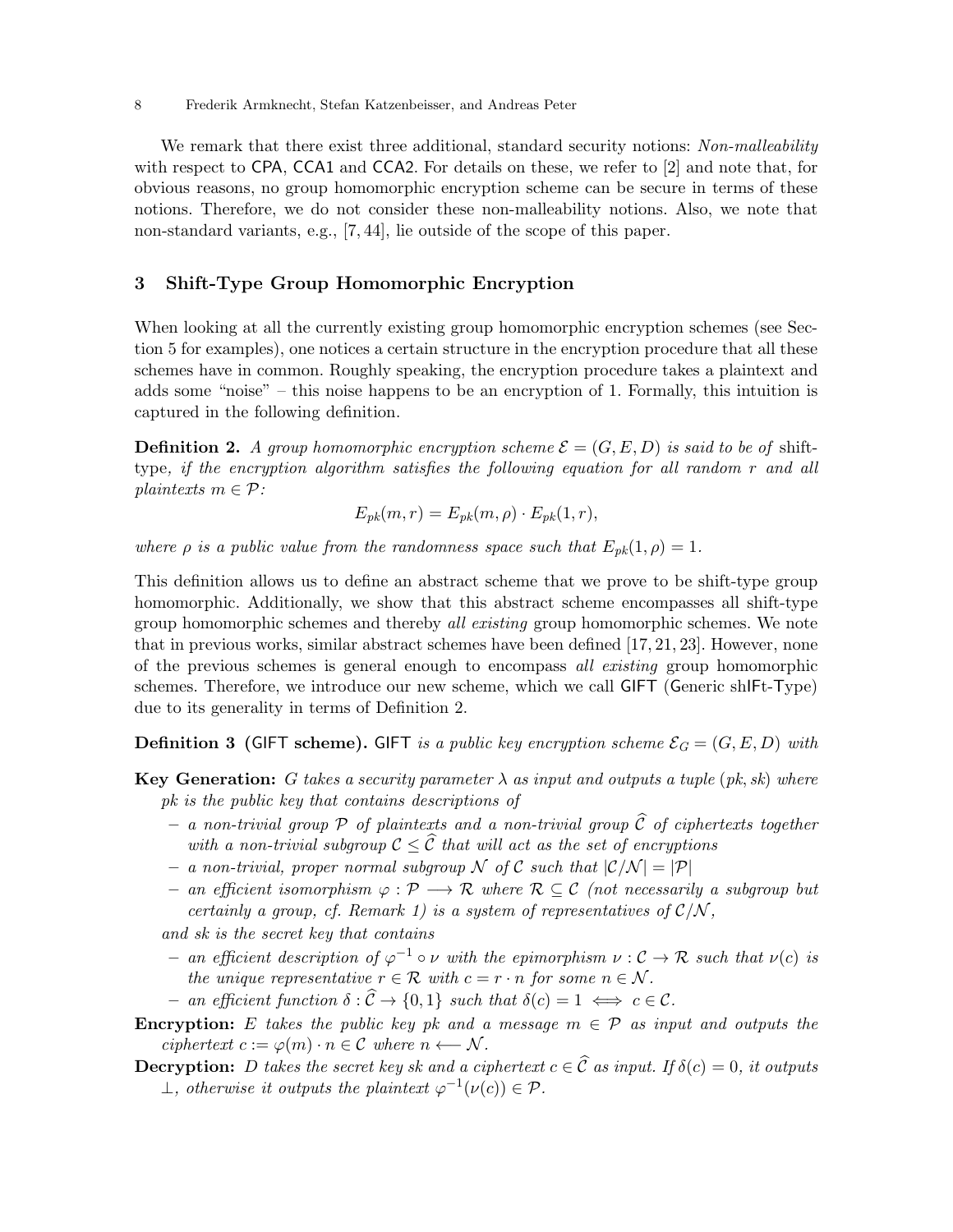We remark that there exist three additional, standard security notions: *Non-malleability* with respect to CPA, CCA1 and CCA2. For details on these, we refer to [2] and note that, for obvious reasons, no group homomorphic encryption scheme can be secure in terms of these notions. Therefore, we do not consider these non-malleability notions. Also, we note that non-standard variants, e.g., [7, 44], lie outside of the scope of this paper.

## 3 Shift-Type Group Homomorphic Encryption

When looking at all the currently existing group homomorphic encryption schemes (see Section 5 for examples), one notices a certain structure in the encryption procedure that all these schemes have in common. Roughly speaking, the encryption procedure takes a plaintext and adds some "noise" – this noise happens to be an encryption of 1. Formally, this intuition is captured in the following definition.

**Definition 2.** *A group homomorphic encryption scheme $\mathcal{E} = (G, E, D)$ is said to be of* shift-type*, if the encryption algorithm satisfies the following equation for all random $r$ and all plaintexts $m \in \mathcal{P}$:*

$$E_{pk}(m, r) = E_{pk}(m, \rho) \cdot E_{pk}(1, r),$$

*where $\rho$ is a public value from the randomness space such that $E_{pk}(1, \rho) = 1$.*

This definition allows us to define an abstract scheme that we prove to be shift-type group homomorphic. Additionally, we show that this abstract scheme encompasses all shift-type group homomorphic schemes and thereby *all existing* group homomorphic schemes. We note that in previous works, similar abstract schemes have been defined [17, 21, 23]. However, none of the previous schemes is general enough to encompass *all existing* group homomorphic schemes. Therefore, we introduce our new scheme, which we call GIFT (Generic shIFt-Type) due to its generality in terms of Definition 2.

**Definition 3 (GIFT scheme).** GIFT *is a public key encryption scheme $\mathcal{E}_G = (G, E, D)$ with*

**Key Generation:** *$G$ takes a security parameter $\lambda$ as input and outputs a tuple $(pk, sk)$ where $pk$ is the public key that contains descriptions of*

- *a non-trivial group $\mathcal{P}$ of plaintexts and a non-trivial group $\widehat{\mathcal{C}}$ of ciphertexts together with a non-trivial subgroup $\mathcal{C} \leq \widehat{\mathcal{C}}$ that will act as the set of encryptions*
- *a non-trivial, proper normal subgroup $\mathcal{N}$ of $\mathcal{C}$ such that $|\mathcal{C}/\mathcal{N}| = |\mathcal{P}|$*
- *an efficient isomorphism $\varphi : \mathcal{P} \longrightarrow \mathcal{R}$ where $\mathcal{R} \subseteq \mathcal{C}$ (not necessarily a subgroup but certainly a group, cf. Remark 1) is a system of representatives of $\mathcal{C}/\mathcal{N}$,*

*and $sk$ is the secret key that contains*

- *an efficient description of $\varphi^{-1} \circ \nu$ with the epimorphism $\nu : \mathcal{C} \to \mathcal{R}$ such that $\nu(c)$ is the unique representative $r \in \mathcal{R}$ with $c = r \cdot n$ for some $n \in \mathcal{N}$.*
- *an efficient function $\delta : \widehat{\mathcal{C}} \to \{0, 1\}$ such that $\delta(c) = 1 \iff c \in \mathcal{C}$.*

**Encryption:** *$E$ takes the public key $pk$ and a message $m \in \mathcal{P}$ as input and outputs the ciphertext $c := \varphi(m) \cdot n \in \mathcal{C}$ where $n \longleftarrow \mathcal{N}$.*

**Decryption:** *$D$ takes the secret key $sk$ and a ciphertext $c \in \widehat{\mathcal{C}}$ as input. If $\delta(c) = 0$, it outputs $\perp$, otherwise it outputs the plaintext $\varphi^{-1}(\nu(c)) \in \mathcal{P}$.*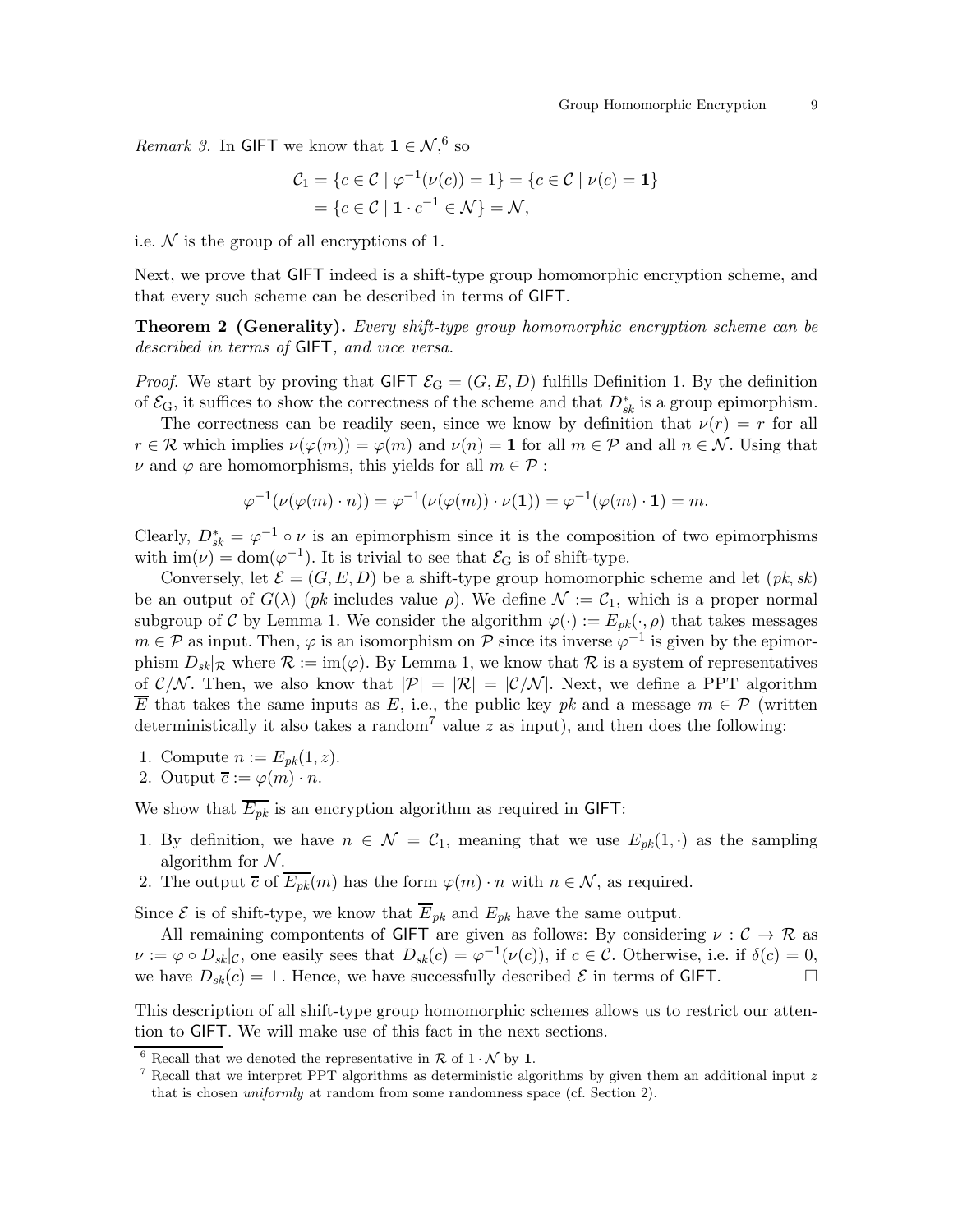*Remark 3.* In GIFT we know that $\mathbf{1} \in \mathcal{N}$,[6] so

$$\mathcal{C}_1 = \{c \in \mathcal{C} \mid \varphi^{-1}(\nu(c)) = 1\} = \{c \in \mathcal{C} \mid \nu(c) = \mathbf{1}\}$$
$$= \{c \in \mathcal{C} \mid \mathbf{1} \cdot c^{-1} \in \mathcal{N}\} = \mathcal{N},$$

i.e. $\mathcal{N}$ is the group of all encryptions of 1.

Next, we prove that GIFT indeed is a shift-type group homomorphic encryption scheme, and that every such scheme can be described in terms of GIFT.

**Theorem 2 (Generality).** *Every shift-type group homomorphic encryption scheme can be described in terms of* GIFT*, and vice versa.*

*Proof.* We start by proving that GIFT $\mathcal{E}_{\mathrm{G}} = (G, E, D)$ fulfills Definition 1. By the definition of $\mathcal{E}_{\mathrm{G}}$, it suffices to show the correctness of the scheme and that $D^*_{sk}$ is a group epimorphism.

The correctness can be readily seen, since we know by definition that $\nu(r) = r$ for all $r \in \mathcal{R}$ which implies $\nu(\varphi(m)) = \varphi(m)$ and $\nu(n) = \mathbf{1}$ for all $m \in \mathcal{P}$ and all $n \in \mathcal{N}$. Using that $\nu$ and $\varphi$ are homomorphisms, this yields for all $m \in \mathcal{P}$ :

$$\varphi^{-1}(\nu(\varphi(m) \cdot n)) = \varphi^{-1}(\nu(\varphi(m)) \cdot \nu(\mathbf{1})) = \varphi^{-1}(\varphi(m) \cdot \mathbf{1}) = m.$$

Clearly, $D^*_{sk} = \varphi^{-1} \circ \nu$ is an epimorphism since it is the composition of two epimorphisms with $\mathrm{im}(\nu) = \mathrm{dom}(\varphi^{-1})$. It is trivial to see that $\mathcal{E}_{\mathrm{G}}$ is of shift-type.

Conversely, let $\mathcal{E} = (G, E, D)$ be a shift-type group homomorphic scheme and let $(pk, sk)$ be an output of $G(\lambda)$ ($pk$ includes value $\rho$). We define $\mathcal{N} := \mathcal{C}_1$, which is a proper normal subgroup of $\mathcal{C}$ by Lemma 1. We consider the algorithm $\varphi(\cdot) := E_{pk}(\cdot, \rho)$ that takes messages $m \in \mathcal{P}$ as input. Then, $\varphi$ is an isomorphism on $\mathcal{P}$ since its inverse $\varphi^{-1}$ is given by the epimorphism $D_{sk}|_{\mathcal{R}}$ where $\mathcal{R} := \mathrm{im}(\varphi)$. By Lemma 1, we know that $\mathcal{R}$ is a system of representatives of $\mathcal{C}/\mathcal{N}$. Then, we also know that $|\mathcal{P}| = |\mathcal{R}| = |\mathcal{C}/\mathcal{N}|$. Next, we define a PPT algorithm $\overline{E}$ that takes the same inputs as $E$, i.e., the public key $pk$ and a message $m \in \mathcal{P}$ (written deterministically it also takes a random[7] value $z$ as input), and then does the following:

1. Compute $n := E_{pk}(1, z)$.
2. Output $\overline{c} := \varphi(m) \cdot n$.

We show that $\overline{E_{pk}}$ is an encryption algorithm as required in GIFT:

1. By definition, we have $n \in \mathcal{N} = \mathcal{C}_1$, meaning that we use $E_{pk}(1, \cdot)$ as the sampling algorithm for $\mathcal{N}$.
2. The output $\overline{c}$ of $\overline{E_{pk}}(m)$ has the form $\varphi(m) \cdot n$ with $n \in \mathcal{N}$, as required.

Since $\mathcal{E}$ is of shift-type, we know that $\overline{E}_{pk}$ and $E_{pk}$ have the same output.

All remaining compontents of GIFT are given as follows: By considering $\nu : \mathcal{C} \to \mathcal{R}$ as $\nu := \varphi \circ D_{sk}|_{\mathcal{C}}$, one easily sees that $D_{sk}(c) = \varphi^{-1}(\nu(c))$, if $c \in \mathcal{C}$. Otherwise, i.e. if $\delta(c) = 0$, we have $D_{sk}(c) = \perp$. Hence, we have successfully described $\mathcal{E}$ in terms of GIFT. □

This description of all shift-type group homomorphic schemes allows us to restrict our attention to GIFT. We will make use of this fact in the next sections.

---

[6] Recall that we denoted the representative in $\mathcal{R}$ of $1 \cdot \mathcal{N}$ by $\mathbf{1}$.

[7] Recall that we interpret PPT algorithms as deterministic algorithms by given them an additional input $z$ that is chosen *uniformly* at random from some randomness space (cf. Section 2).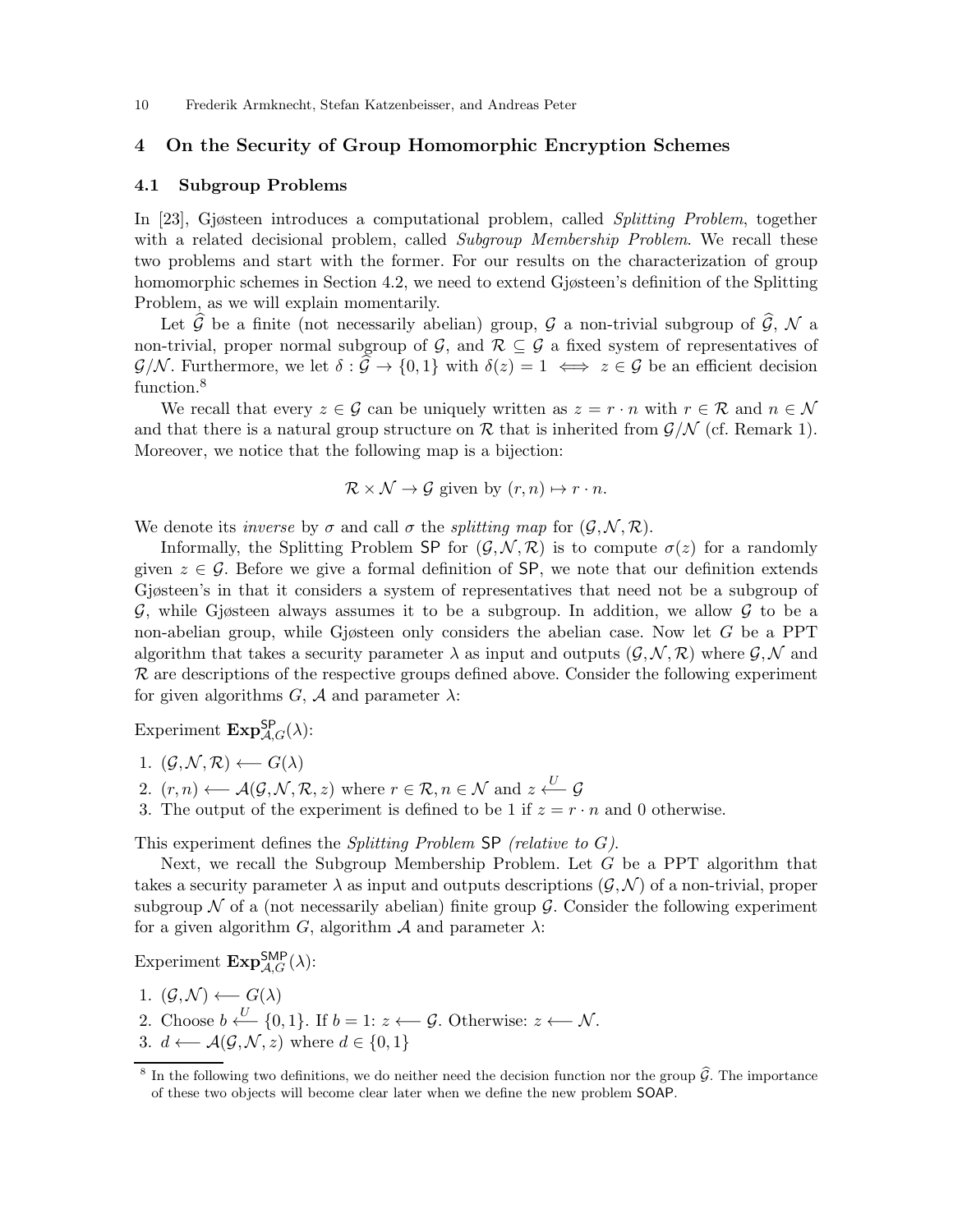## 4 On the Security of Group Homomorphic Encryption Schemes

### 4.1 Subgroup Problems

In [23], Gjøsteen introduces a computational problem, called *Splitting Problem*, together with a related decisional problem, called *Subgroup Membership Problem*. We recall these two problems and start with the former. For our results on the characterization of group homomorphic schemes in Section 4.2, we need to extend Gjøsteen's definition of the Splitting Problem, as we will explain momentarily.

Let $\widehat{\mathcal{G}}$ be a finite (not necessarily abelian) group, $\mathcal{G}$ a non-trivial subgroup of $\widehat{\mathcal{G}}$, $\mathcal{N}$ a non-trivial, proper normal subgroup of $\mathcal{G}$, and $\mathcal{R} \subseteq \mathcal{G}$ a fixed system of representatives of $\mathcal{G}/\mathcal{N}$. Furthermore, we let $\delta : \widehat{\mathcal{G}} \to \{0,1\}$ with $\delta(z) = 1 \iff z \in \mathcal{G}$ be an efficient decision function.[8]

We recall that every $z \in \mathcal{G}$ can be uniquely written as $z = r \cdot n$ with $r \in \mathcal{R}$ and $n \in \mathcal{N}$ and that there is a natural group structure on $\mathcal{R}$ that is inherited from $\mathcal{G}/\mathcal{N}$ (cf. Remark 1). Moreover, we notice that the following map is a bijection:

$$\mathcal{R} \times \mathcal{N} \to \mathcal{G} \text{ given by } (r, n) \mapsto r \cdot n.$$

We denote its *inverse* by $\sigma$ and call $\sigma$ the *splitting map* for $(\mathcal{G}, \mathcal{N}, \mathcal{R})$.

Informally, the Splitting Problem $\mathsf{SP}$ for $(\mathcal{G}, \mathcal{N}, \mathcal{R})$ is to compute $\sigma(z)$ for a randomly given $z \in \mathcal{G}$. Before we give a formal definition of $\mathsf{SP}$, we note that our definition extends Gjøsteen's in that it considers a system of representatives that need not be a subgroup of $\mathcal{G}$, while Gjøsteen always assumes it to be a subgroup. In addition, we allow $\mathcal{G}$ to be a non-abelian group, while Gjøsteen only considers the abelian case. Now let $G$ be a PPT algorithm that takes a security parameter $\lambda$ as input and outputs $(\mathcal{G}, \mathcal{N}, \mathcal{R})$ where $\mathcal{G}, \mathcal{N}$ and $\mathcal{R}$ are descriptions of the respective groups defined above. Consider the following experiment for given algorithms $G$, $\mathcal{A}$ and parameter $\lambda$:

Experiment $\mathbf{Exp}^{\mathsf{SP}}_{\mathcal{A},G}(\lambda)$:

1. $(\mathcal{G}, \mathcal{N}, \mathcal{R}) \longleftarrow G(\lambda)$
2. $(r, n) \longleftarrow \mathcal{A}(\mathcal{G}, \mathcal{N}, \mathcal{R}, z)$ where $r \in \mathcal{R}, n \in \mathcal{N}$ and $z \xleftarrow{U} \mathcal{G}$
3. The output of the experiment is defined to be 1 if $z = r \cdot n$ and 0 otherwise.

This experiment defines the *Splitting Problem* $\mathsf{SP}$ *(relative to $G$)*.

Next, we recall the Subgroup Membership Problem. Let $G$ be a PPT algorithm that takes a security parameter $\lambda$ as input and outputs descriptions $(\mathcal{G}, \mathcal{N})$ of a non-trivial, proper subgroup $\mathcal{N}$ of a (not necessarily abelian) finite group $\mathcal{G}$. Consider the following experiment for a given algorithm $G$, algorithm $\mathcal{A}$ and parameter $\lambda$:

Experiment $\mathbf{Exp}^{\mathsf{SMP}}_{\mathcal{A},G}(\lambda)$:

1. $(\mathcal{G}, \mathcal{N}) \longleftarrow G(\lambda)$
2. Choose $b \xleftarrow{U} \{0,1\}$. If $b = 1$: $z \longleftarrow \mathcal{G}$. Otherwise: $z \longleftarrow \mathcal{N}$.
3. $d \longleftarrow \mathcal{A}(\mathcal{G}, \mathcal{N}, z)$ where $d \in \{0,1\}$

[8] In the following two definitions, we do neither need the decision function nor the group $\widehat{\mathcal{G}}$. The importance of these two objects will become clear later when we define the new problem $\mathsf{SOAP}$.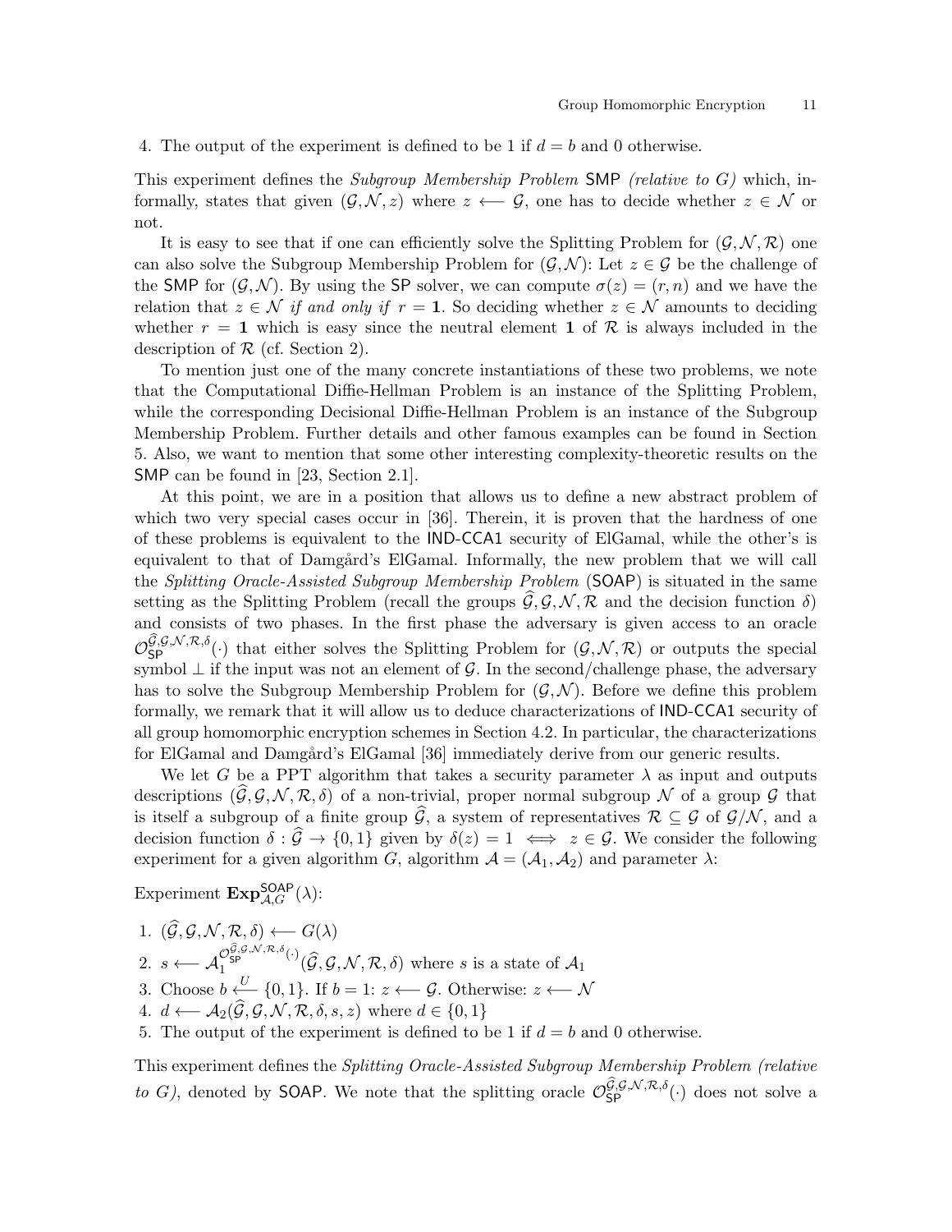4. The output of the experiment is defined to be 1 if $d = b$ and 0 otherwise.

This experiment defines the *Subgroup Membership Problem* SMP *(relative to G)* which, informally, states that given $(\mathcal{G}, \mathcal{N}, z)$ where $z \longleftarrow \mathcal{G}$, one has to decide whether $z \in \mathcal{N}$ or not.

It is easy to see that if one can efficiently solve the Splitting Problem for $(\mathcal{G}, \mathcal{N}, \mathcal{R})$ one can also solve the Subgroup Membership Problem for $(\mathcal{G}, \mathcal{N})$: Let $z \in \mathcal{G}$ be the challenge of the SMP for $(\mathcal{G}, \mathcal{N})$. By using the SP solver, we can compute $\sigma(z) = (r, n)$ and we have the relation that $z \in \mathcal{N}$ *if and only if* $r = \mathbf{1}$. So deciding whether $z \in \mathcal{N}$ amounts to deciding whether $r = \mathbf{1}$ which is easy since the neutral element $\mathbf{1}$ of $\mathcal{R}$ is always included in the description of $\mathcal{R}$ (cf. Section 2).

To mention just one of the many concrete instantiations of these two problems, we note that the Computational Diffie-Hellman Problem is an instance of the Splitting Problem, while the corresponding Decisional Diffie-Hellman Problem is an instance of the Subgroup Membership Problem. Further details and other famous examples can be found in Section 5. Also, we want to mention that some other interesting complexity-theoretic results on the SMP can be found in [23, Section 2.1].

At this point, we are in a position that allows us to define a new abstract problem of which two very special cases occur in [36]. Therein, it is proven that the hardness of one of these problems is equivalent to the IND-CCA1 security of ElGamal, while the other's is equivalent to that of Damgård's ElGamal. Informally, the new problem that we will call the *Splitting Oracle-Assisted Subgroup Membership Problem* (SOAP) is situated in the same setting as the Splitting Problem (recall the groups $\widehat{\mathcal{G}}, \mathcal{G}, \mathcal{N}, \mathcal{R}$ and the decision function $\delta$) and consists of two phases. In the first phase the adversary is given access to an oracle $\mathcal{O}_{\mathsf{SP}}^{\widehat{\mathcal{G}}, \mathcal{G}, \mathcal{N}, \mathcal{R}, \delta}(\cdot)$ that either solves the Splitting Problem for $(\mathcal{G}, \mathcal{N}, \mathcal{R})$ or outputs the special symbol $\perp$ if the input was not an element of $\mathcal{G}$. In the second/challenge phase, the adversary has to solve the Subgroup Membership Problem for $(\mathcal{G}, \mathcal{N})$. Before we define this problem formally, we remark that it will allow us to deduce characterizations of IND-CCA1 security of all group homomorphic encryption schemes in Section 4.2. In particular, the characterizations for ElGamal and Damgård's ElGamal [36] immediately derive from our generic results.

We let $G$ be a PPT algorithm that takes a security parameter $\lambda$ as input and outputs descriptions $(\widehat{\mathcal{G}}, \mathcal{G}, \mathcal{N}, \mathcal{R}, \delta)$ of a non-trivial, proper normal subgroup $\mathcal{N}$ of a group $\mathcal{G}$ that is itself a subgroup of a finite group $\widehat{\mathcal{G}}$, a system of representatives $\mathcal{R} \subseteq \mathcal{G}$ of $\mathcal{G}/\mathcal{N}$, and a decision function $\delta : \widehat{\mathcal{G}} \to \{0, 1\}$ given by $\delta(z) = 1 \iff z \in \mathcal{G}$. We consider the following experiment for a given algorithm $G$, algorithm $\mathcal{A} = (\mathcal{A}_1, \mathcal{A}_2)$ and parameter $\lambda$:

Experiment $\mathbf{Exp}_{\mathcal{A},G}^{\mathsf{SOAP}}(\lambda)$:

1. $(\widehat{\mathcal{G}}, \mathcal{G}, \mathcal{N}, \mathcal{R}, \delta) \longleftarrow G(\lambda)$
2. $s \longleftarrow \mathcal{A}_1^{\mathcal{O}_{\mathsf{SP}}^{\widehat{\mathcal{G}}, \mathcal{G}, \mathcal{N}, \mathcal{R}, \delta}(\cdot)}(\widehat{\mathcal{G}}, \mathcal{G}, \mathcal{N}, \mathcal{R}, \delta)$ where $s$ is a state of $\mathcal{A}_1$
3. Choose $b \overset{U}{\longleftarrow} \{0, 1\}$. If $b = 1$: $z \longleftarrow \mathcal{G}$. Otherwise: $z \longleftarrow \mathcal{N}$
4. $d \longleftarrow \mathcal{A}_2(\widehat{\mathcal{G}}, \mathcal{G}, \mathcal{N}, \mathcal{R}, \delta, s, z)$ where $d \in \{0, 1\}$
5. The output of the experiment is defined to be 1 if $d = b$ and 0 otherwise.

This experiment defines the *Splitting Oracle-Assisted Subgroup Membership Problem (relative to G)*, denoted by SOAP. We note that the splitting oracle $\mathcal{O}_{\mathsf{SP}}^{\widehat{\mathcal{G}}, \mathcal{G}, \mathcal{N}, \mathcal{R}, \delta}(\cdot)$ does not solve a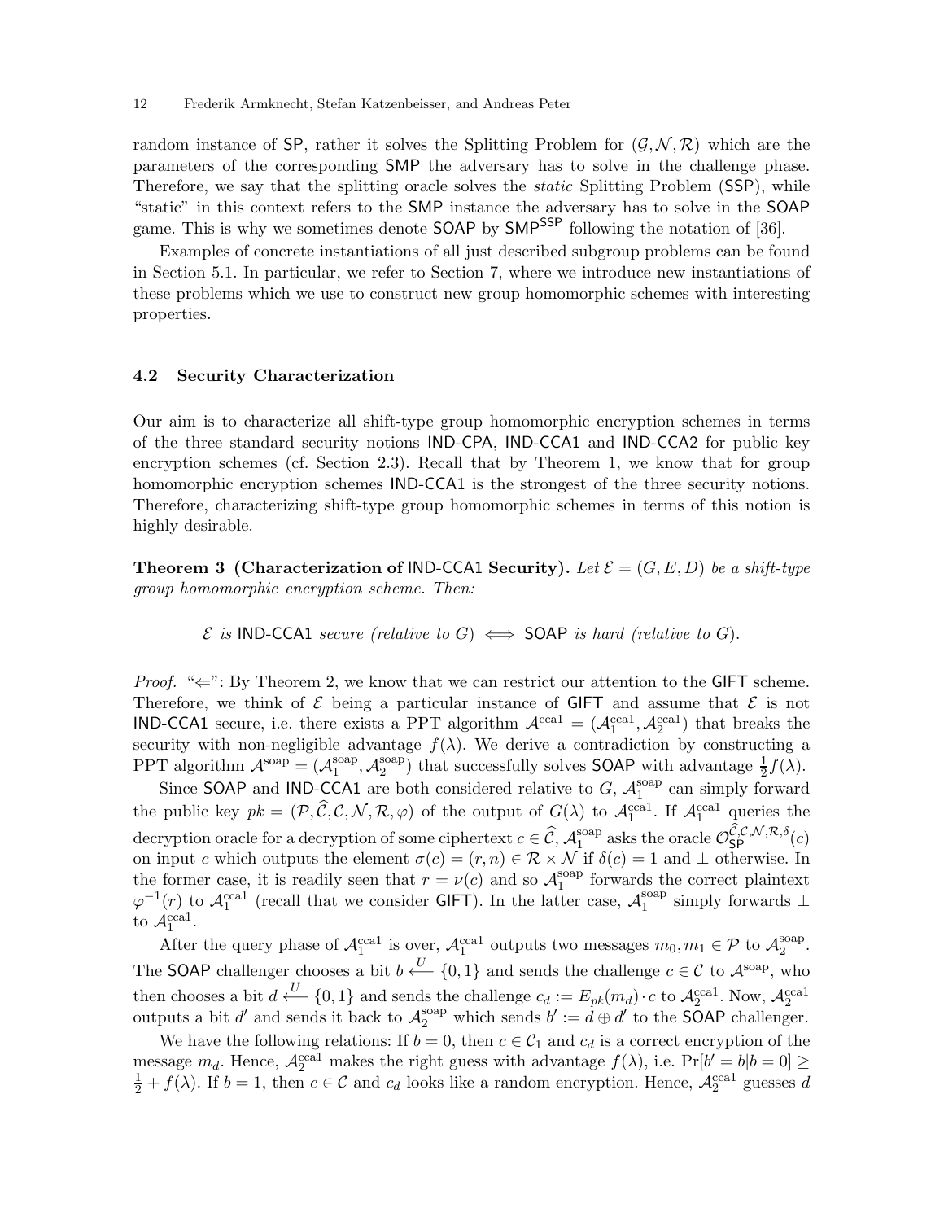random instance of SP, rather it solves the Splitting Problem for $(\mathcal{G}, \mathcal{N}, \mathcal{R})$ which are the parameters of the corresponding SMP the adversary has to solve in the challenge phase. Therefore, we say that the splitting oracle solves the *static* Splitting Problem (SSP), while "static" in this context refers to the SMP instance the adversary has to solve in the SOAP game. This is why we sometimes denote SOAP by $\mathsf{SMP}^{\mathsf{SSP}}$ following the notation of [36].

Examples of concrete instantiations of all just described subgroup problems can be found in Section 5.1. In particular, we refer to Section 7, where we introduce new instantiations of these problems which we use to construct new group homomorphic schemes with interesting properties.

### 4.2 Security Characterization

Our aim is to characterize all shift-type group homomorphic encryption schemes in terms of the three standard security notions IND-CPA, IND-CCA1 and IND-CCA2 for public key encryption schemes (cf. Section 2.3). Recall that by Theorem 1, we know that for group homomorphic encryption schemes IND-CCA1 is the strongest of the three security notions. Therefore, characterizing shift-type group homomorphic schemes in terms of this notion is highly desirable.

**Theorem 3 (Characterization of IND-CCA1 Security).** *Let $\mathcal{E} = (G, E, D)$ be a shift-type group homomorphic encryption scheme. Then:*

$$\mathcal{E} \textit{ is } \mathsf{IND\text{-}CCA1} \textit{ secure (relative to } G) \iff \mathsf{SOAP} \textit{ is hard (relative to } G).$$

*Proof.* "$\Leftarrow$": By Theorem 2, we know that we can restrict our attention to the GIFT scheme. Therefore, we think of $\mathcal{E}$ being a particular instance of GIFT and assume that $\mathcal{E}$ is not IND-CCA1 secure, i.e. there exists a PPT algorithm $\mathcal{A}^{\text{cca1}} = (\mathcal{A}_1^{\text{cca1}}, \mathcal{A}_2^{\text{cca1}})$ that breaks the security with non-negligible advantage $f(\lambda)$. We derive a contradiction by constructing a PPT algorithm $\mathcal{A}^{\text{soap}} = (\mathcal{A}_1^{\text{soap}}, \mathcal{A}_2^{\text{soap}})$ that successfully solves SOAP with advantage $\frac{1}{2}f(\lambda)$.

Since SOAP and IND-CCA1 are both considered relative to $G$, $\mathcal{A}_1^{\text{soap}}$ can simply forward the public key $pk = (\mathcal{P}, \widehat{\mathcal{C}}, \mathcal{C}, \mathcal{N}, \mathcal{R}, \varphi)$ of the output of $G(\lambda)$ to $\mathcal{A}_1^{\text{cca1}}$. If $\mathcal{A}_1^{\text{cca1}}$ queries the decryption oracle for a decryption of some ciphertext $c \in \widehat{\mathcal{C}}$, $\mathcal{A}_1^{\text{soap}}$ asks the oracle $\mathcal{O}_{\mathsf{SP}}^{\widehat{\mathcal{C}}, \mathcal{C}, \mathcal{N}, \mathcal{R}, \delta}(c)$ on input $c$ which outputs the element $\sigma(c) = (r, n) \in \mathcal{R} \times \mathcal{N}$ if $\delta(c) = 1$ and $\perp$ otherwise. In the former case, it is readily seen that $r = \nu(c)$ and so $\mathcal{A}_1^{\text{soap}}$ forwards the correct plaintext $\varphi^{-1}(r)$ to $\mathcal{A}_1^{\text{cca1}}$ (recall that we consider GIFT). In the latter case, $\mathcal{A}_1^{\text{soap}}$ simply forwards $\perp$ to $\mathcal{A}_1^{\text{cca1}}$.

After the query phase of $\mathcal{A}_1^{\text{cca1}}$ is over, $\mathcal{A}_1^{\text{cca1}}$ outputs two messages $m_0, m_1 \in \mathcal{P}$ to $\mathcal{A}_2^{\text{soap}}$. The SOAP challenger chooses a bit $b \xleftarrow{U} \{0, 1\}$ and sends the challenge $c \in \mathcal{C}$ to $\mathcal{A}^{\text{soap}}$, who then chooses a bit $d \xleftarrow{U} \{0, 1\}$ and sends the challenge $c_d := E_{pk}(m_d) \cdot c$ to $\mathcal{A}_2^{\text{cca1}}$. Now, $\mathcal{A}_2^{\text{cca1}}$ outputs a bit $d'$ and sends it back to $\mathcal{A}_2^{\text{soap}}$ which sends $b' := d \oplus d'$ to the SOAP challenger.

We have the following relations: If $b = 0$, then $c \in \mathcal{C}_1$ and $c_d$ is a correct encryption of the message $m_d$. Hence, $\mathcal{A}_2^{\text{cca1}}$ makes the right guess with advantage $f(\lambda)$, i.e. $\Pr[b' = b | b = 0] \geq \frac{1}{2} + f(\lambda)$. If $b = 1$, then $c \in \mathcal{C}$ and $c_d$ looks like a random encryption. Hence, $\mathcal{A}_2^{\text{cca1}}$ guesses $d$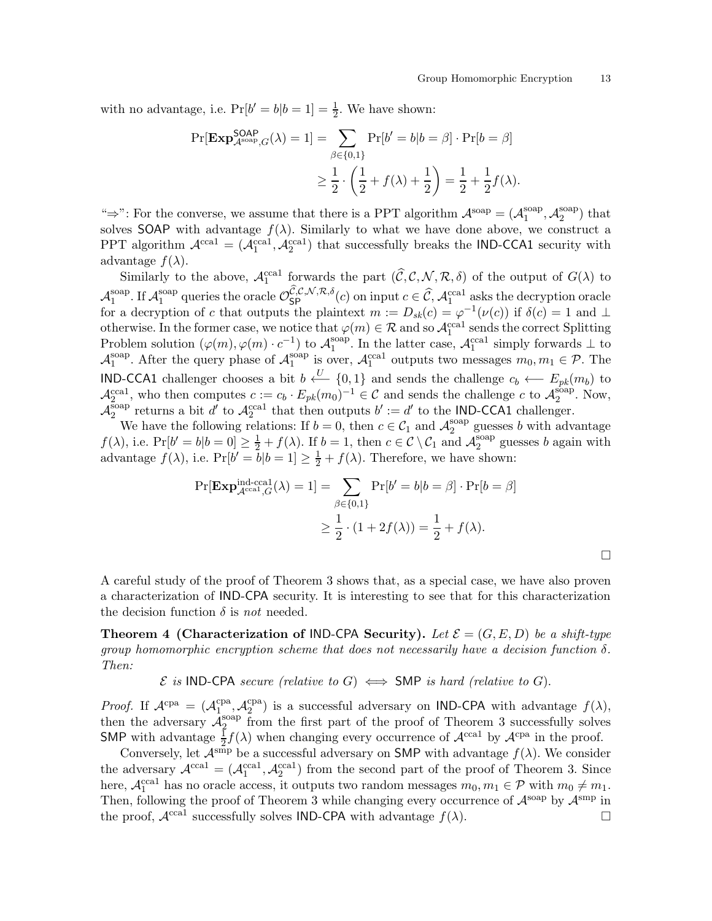with no advantage, i.e. $\Pr[b' = b | b = 1] = \frac{1}{2}$. We have shown:

$$\Pr[\mathbf{Exp}^{\mathsf{SOAP}}_{\mathcal{A}^{\text{soap}},G}(\lambda) = 1] = \sum_{\beta \in \{0,1\}} \Pr[b' = b | b = \beta] \cdot \Pr[b = \beta]$$
$$\geq \frac{1}{2} \cdot \left( \frac{1}{2} + f(\lambda) + \frac{1}{2} \right) = \frac{1}{2} + \frac{1}{2} f(\lambda).$$

"⇒": For the converse, we assume that there is a PPT algorithm $\mathcal{A}^{\text{soap}} = (\mathcal{A}_1^{\text{soap}}, \mathcal{A}_2^{\text{soap}})$ that solves SOAP with advantage $f(\lambda)$. Similarly to what we have done above, we construct a PPT algorithm $\mathcal{A}^{\text{cca1}} = (\mathcal{A}_1^{\text{cca1}}, \mathcal{A}_2^{\text{cca1}})$ that successfully breaks the IND-CCA1 security with advantage $f(\lambda)$.

Similarly to the above, $\mathcal{A}_1^{\text{cca1}}$ forwards the part $(\widehat{\mathcal{C}}, \mathcal{C}, \mathcal{N}, \mathcal{R}, \delta)$ of the output of $G(\lambda)$ to $\mathcal{A}_1^{\text{soap}}$. If $\mathcal{A}_1^{\text{soap}}$ queries the oracle $\mathcal{O}_{\mathsf{SP}}^{\widehat{\mathcal{C}}, \mathcal{C}, \mathcal{N}, \mathcal{R}, \delta}(c)$ on input $c \in \widehat{\mathcal{C}}$, $\mathcal{A}_1^{\text{cca1}}$ asks the decryption oracle for a decryption of $c$ that outputs the plaintext $m := D_{sk}(c) = \varphi^{-1}(\nu(c))$ if $\delta(c) = 1$ and $\perp$ otherwise. In the former case, we notice that $\varphi(m) \in \mathcal{R}$ and so $\mathcal{A}_1^{\text{cca1}}$ sends the correct Splitting Problem solution $(\varphi(m), \varphi(m) \cdot c^{-1})$ to $\mathcal{A}_1^{\text{soap}}$. In the latter case, $\mathcal{A}_1^{\text{cca1}}$ simply forwards $\perp$ to $\mathcal{A}_1^{\text{soap}}$. After the query phase of $\mathcal{A}_1^{\text{soap}}$ is over, $\mathcal{A}_1^{\text{cca1}}$ outputs two messages $m_0, m_1 \in \mathcal{P}$. The IND-CCA1 challenger chooses a bit $b \overset{U}{\longleftarrow} \{0,1\}$ and sends the challenge $c_b \longleftarrow E_{pk}(m_b)$ to $\mathcal{A}_2^{\text{cca1}}$, who then computes $c := c_b \cdot E_{pk}(m_0)^{-1} \in \mathcal{C}$ and sends the challenge $c$ to $\mathcal{A}_2^{\text{soap}}$. Now, $\mathcal{A}_2^{\text{soap}}$ returns a bit $d'$ to $\mathcal{A}_2^{\text{cca1}}$ that then outputs $b' := d'$ to the IND-CCA1 challenger.

We have the following relations: If $b = 0$, then $c \in \mathcal{C}_1$ and $\mathcal{A}_2^{\text{soap}}$ guesses $b$ with advantage $f(\lambda)$, i.e. $\Pr[b' = b | b = 0] \geq \frac{1}{2} + f(\lambda)$. If $b = 1$, then $c \in \mathcal{C} \setminus \mathcal{C}_1$ and $\mathcal{A}_2^{\text{soap}}$ guesses $b$ again with advantage $f(\lambda)$, i.e. $\Pr[b' = b | b = 1] \geq \frac{1}{2} + f(\lambda)$. Therefore, we have shown:

$$\Pr[\mathbf{Exp}^{\text{ind-cca1}}_{\mathcal{A}^{\text{cca1}},G}(\lambda) = 1] = \sum_{\beta \in \{0,1\}} \Pr[b' = b | b = \beta] \cdot \Pr[b = \beta]$$
$$\geq \frac{1}{2} \cdot (1 + 2f(\lambda)) = \frac{1}{2} + f(\lambda).$$

□

A careful study of the proof of Theorem 3 shows that, as a special case, we have also proven a characterization of IND-CPA security. It is interesting to see that for this characterization the decision function $\delta$ is *not* needed.

**Theorem 4 (Characterization of IND-CPA Security).** *Let $\mathcal{E} = (G, E, D)$ be a shift-type group homomorphic encryption scheme that does not necessarily have a decision function $\delta$. Then:*

$$\mathcal{E} \textit{ is } \mathsf{IND\text{-}CPA} \textit{ secure (relative to } G) \iff \mathsf{SMP} \textit{ is hard (relative to } G).$$

*Proof.* If $\mathcal{A}^{\text{cpa}} = (\mathcal{A}_1^{\text{cpa}}, \mathcal{A}_2^{\text{cpa}})$ is a successful adversary on IND-CPA with advantage $f(\lambda)$, then the adversary $\mathcal{A}_2^{\text{soap}}$ from the first part of the proof of Theorem 3 successfully solves SMP with advantage $\frac{1}{2} f(\lambda)$ when changing every occurrence of $\mathcal{A}^{\text{cca1}}$ by $\mathcal{A}^{\text{cpa}}$ in the proof.

Conversely, let $\mathcal{A}^{\text{smp}}$ be a successful adversary on SMP with advantage $f(\lambda)$. We consider the adversary $\mathcal{A}^{\text{cca1}} = (\mathcal{A}_1^{\text{cca1}}, \mathcal{A}_2^{\text{cca1}})$ from the second part of the proof of Theorem 3. Since here, $\mathcal{A}_1^{\text{cca1}}$ has no oracle access, it outputs two random messages $m_0, m_1 \in \mathcal{P}$ with $m_0 \neq m_1$. Then, following the proof of Theorem 3 while changing every occurrence of $\mathcal{A}^{\text{soap}}$ by $\mathcal{A}^{\text{smp}}$ in the proof, $\mathcal{A}^{\text{cca1}}$ successfully solves IND-CPA with advantage $f(\lambda)$. □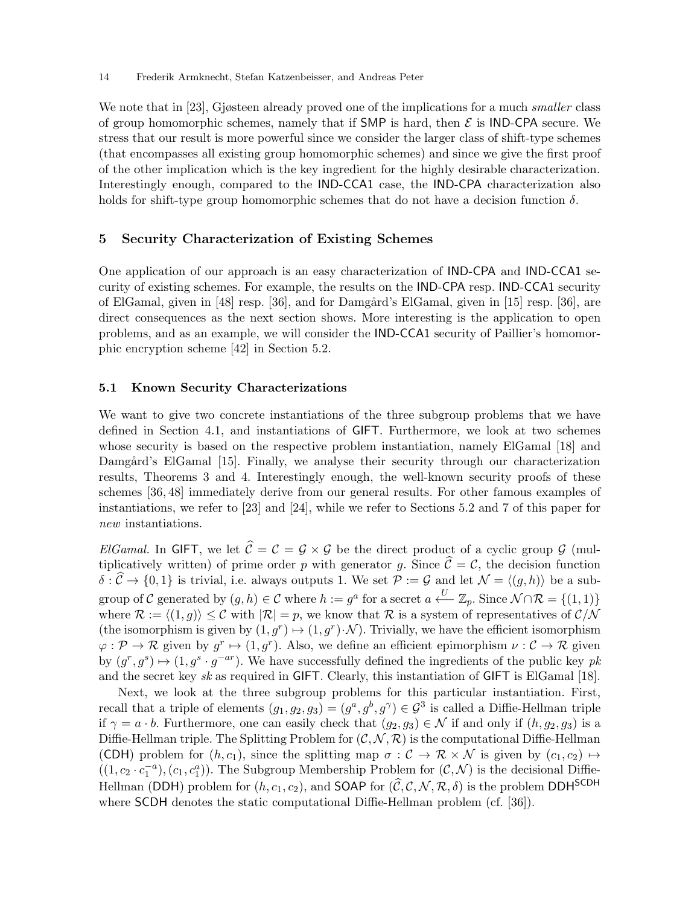We note that in [23], Gjøsteen already proved one of the implications for a much *smaller* class of group homomorphic schemes, namely that if SMP is hard, then $\mathcal{E}$ is IND-CPA secure. We stress that our result is more powerful since we consider the larger class of shift-type schemes (that encompasses all existing group homomorphic schemes) and since we give the first proof of the other implication which is the key ingredient for the highly desirable characterization. Interestingly enough, compared to the IND-CCA1 case, the IND-CPA characterization also holds for shift-type group homomorphic schemes that do not have a decision function $\delta$.

## 5 Security Characterization of Existing Schemes

One application of our approach is an easy characterization of IND-CPA and IND-CCA1 security of existing schemes. For example, the results on the IND-CPA resp. IND-CCA1 security of ElGamal, given in [48] resp. [36], and for Damgård's ElGamal, given in [15] resp. [36], are direct consequences as the next section shows. More interesting is the application to open problems, and as an example, we will consider the IND-CCA1 security of Paillier's homomorphic encryption scheme [42] in Section 5.2.

### 5.1 Known Security Characterizations

We want to give two concrete instantiations of the three subgroup problems that we have defined in Section 4.1, and instantiations of GIFT. Furthermore, we look at two schemes whose security is based on the respective problem instantiation, namely ElGamal [18] and Damgård's ElGamal [15]. Finally, we analyse their security through our characterization results, Theorems 3 and 4. Interestingly enough, the well-known security proofs of these schemes [36, 48] immediately derive from our general results. For other famous examples of instantiations, we refer to [23] and [24], while we refer to Sections 5.2 and 7 of this paper for *new* instantiations.

*ElGamal.* In GIFT, we let $\widehat{\mathcal{C}} = \mathcal{C} = \mathcal{G} \times \mathcal{G}$ be the direct product of a cyclic group $\mathcal{G}$ (multiplicatively written) of prime order $p$ with generator $g$. Since $\widehat{\mathcal{C}} = \mathcal{C}$, the decision function $\delta : \widehat{\mathcal{C}} \to \{0,1\}$ is trivial, i.e. always outputs 1. We set $\mathcal{P} := \mathcal{G}$ and let $\mathcal{N} = \langle (g,h) \rangle$ be a subgroup of $\mathcal{C}$ generated by $(g,h) \in \mathcal{C}$ where $h := g^a$ for a secret $a \stackrel{U}{\longleftarrow} \mathbb{Z}_p$. Since $\mathcal{N} \cap \mathcal{R} = \{(1,1)\}$ where $\mathcal{R} := \langle (1,g) \rangle \leq \mathcal{C}$ with $|\mathcal{R}| = p$, we know that $\mathcal{R}$ is a system of representatives of $\mathcal{C}/\mathcal{N}$ (the isomorphism is given by $(1, g^r) \mapsto (1, g^r) \cdot \mathcal{N}$). Trivially, we have the efficient isomorphism $\varphi : \mathcal{P} \to \mathcal{R}$ given by $g^r \mapsto (1, g^r)$. Also, we define an efficient epimorphism $\nu : \mathcal{C} \to \mathcal{R}$ given by $(g^r, g^s) \mapsto (1, g^s \cdot g^{-ar})$. We have successfully defined the ingredients of the public key $pk$ and the secret key $sk$ as required in GIFT. Clearly, this instantiation of GIFT is ElGamal [18].

Next, we look at the three subgroup problems for this particular instantiation. First, recall that a triple of elements $(g_1, g_2, g_3) = (g^a, g^b, g^\gamma) \in \mathcal{G}^3$ is called a Diffie-Hellman triple if $\gamma = a \cdot b$. Furthermore, one can easily check that $(g_2, g_3) \in \mathcal{N}$ if and only if $(h, g_2, g_3)$ is a Diffie-Hellman triple. The Splitting Problem for $(\mathcal{C}, \mathcal{N}, \mathcal{R})$ is the computational Diffie-Hellman (CDH) problem for $(h, c_1)$, since the splitting map $\sigma : \mathcal{C} \to \mathcal{R} \times \mathcal{N}$ is given by $(c_1, c_2) \mapsto ((1, c_2 \cdot c_1^{-a}), (c_1, c_1^a))$. The Subgroup Membership Problem for $(\mathcal{C}, \mathcal{N})$ is the decisional Diffie-Hellman (DDH) problem for $(h, c_1, c_2)$, and SOAP for $(\widehat{\mathcal{C}}, \mathcal{C}, \mathcal{N}, \mathcal{R}, \delta)$ is the problem $\mathsf{DDH}^{\mathsf{SCDH}}$ where SCDH denotes the static computational Diffie-Hellman problem (cf. [36]).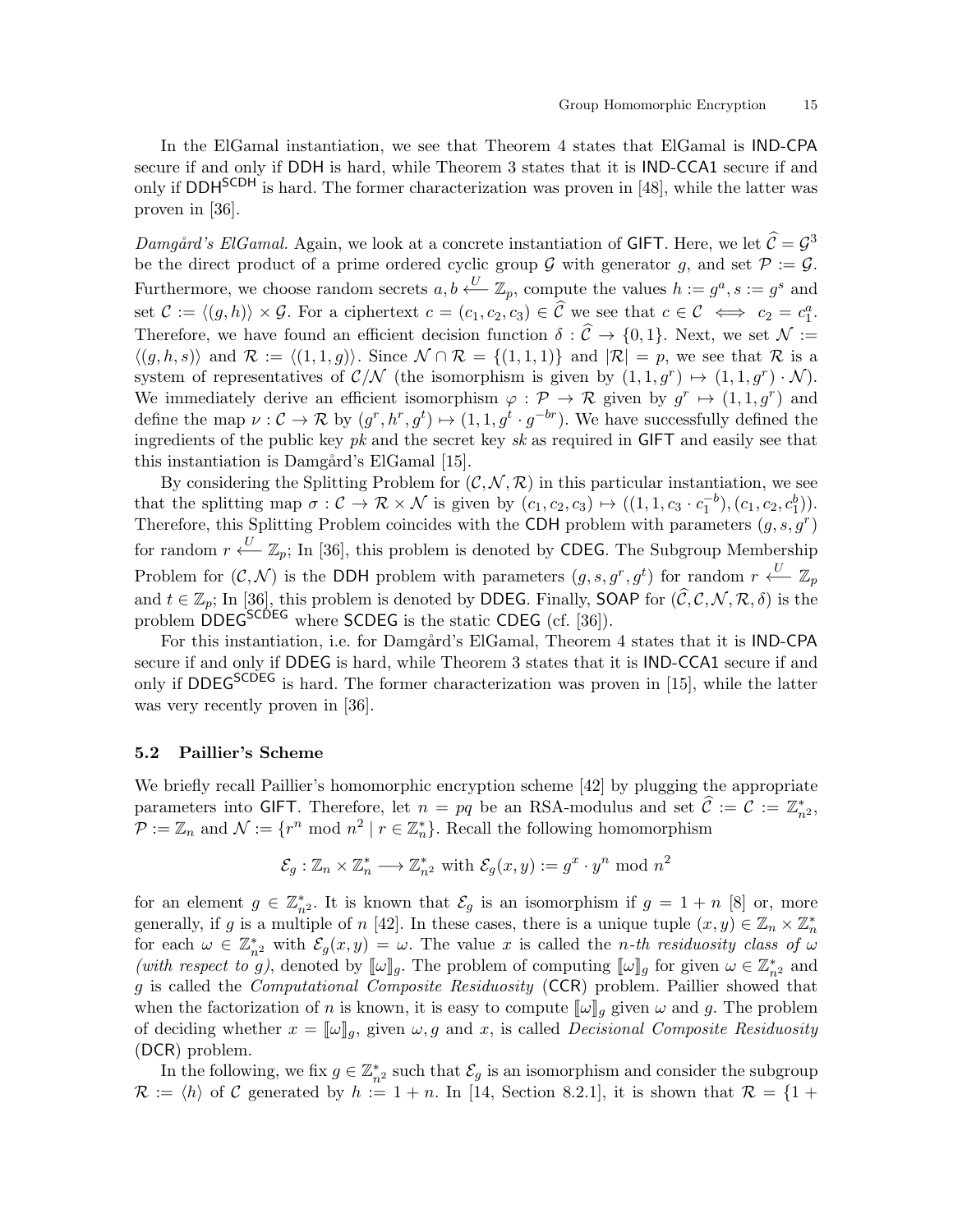In the ElGamal instantiation, we see that Theorem 4 states that ElGamal is IND-CPA secure if and only if DDH is hard, while Theorem 3 states that it is IND-CCA1 secure if and only if $\mathsf{DDH}^{\mathsf{SCDH}}$ is hard. The former characterization was proven in [48], while the latter was proven in [36].

*Damgård's ElGamal.* Again, we look at a concrete instantiation of GIFT. Here, we let $\widehat{\mathcal{C}} = \mathcal{G}^3$ be the direct product of a prime ordered cyclic group $\mathcal{G}$ with generator $g$, and set $\mathcal{P} := \mathcal{G}$. Furthermore, we choose random secrets $a, b \xleftarrow{U} \mathbb{Z}_p$, compute the values $h := g^a, s := g^s$ and set $\mathcal{C} := \langle (g,h) \rangle \times \mathcal{G}$. For a ciphertext $c = (c_1, c_2, c_3) \in \widehat{\mathcal{C}}$ we see that $c \in \mathcal{C} \iff c_2 = c_1^a$. Therefore, we have found an efficient decision function $\delta : \widehat{\mathcal{C}} \to \{0,1\}$. Next, we set $\mathcal{N} := \langle (g,h,s) \rangle$ and $\mathcal{R} := \langle (1,1,g) \rangle$. Since $\mathcal{N} \cap \mathcal{R} = \{(1,1,1)\}$ and $|\mathcal{R}| = p$, we see that $\mathcal{R}$ is a system of representatives of $\mathcal{C}/\mathcal{N}$ (the isomorphism is given by $(1,1,g^r) \mapsto (1,1,g^r) \cdot \mathcal{N}$). We immediately derive an efficient isomorphism $\varphi : \mathcal{P} \to \mathcal{R}$ given by $g^r \mapsto (1,1,g^r)$ and define the map $\nu : \mathcal{C} \to \mathcal{R}$ by $(g^r, h^r, g^t) \mapsto (1,1,g^t \cdot g^{-br})$. We have successfully defined the ingredients of the public key *pk* and the secret key *sk* as required in GIFT and easily see that this instantiation is Damgård's ElGamal [15].

By considering the Splitting Problem for $(\mathcal{C}, \mathcal{N}, \mathcal{R})$ in this particular instantiation, we see that the splitting map $\sigma : \mathcal{C} \to \mathcal{R} \times \mathcal{N}$ is given by $(c_1, c_2, c_3) \mapsto ((1,1,c_3 \cdot c_1^{-b}), (c_1, c_2, c_1^b))$. Therefore, this Splitting Problem coincides with the CDH problem with parameters $(g, s, g^r)$ for random $r \xleftarrow{U} \mathbb{Z}_p$; In [36], this problem is denoted by CDEG. The Subgroup Membership Problem for $(\mathcal{C}, \mathcal{N})$ is the DDH problem with parameters $(g, s, g^r, g^t)$ for random $r \xleftarrow{U} \mathbb{Z}_p$ and $t \in \mathbb{Z}_p$; In [36], this problem is denoted by DDEG. Finally, SOAP for $(\widehat{\mathcal{C}}, \mathcal{C}, \mathcal{N}, \mathcal{R}, \delta)$ is the problem $\mathsf{DDEG}^{\mathsf{SCDEG}}$ where SCDEG is the static CDEG (cf. [36]).

For this instantiation, i.e. for Damgård's ElGamal, Theorem 4 states that it is IND-CPA secure if and only if DDEG is hard, while Theorem 3 states that it is IND-CCA1 secure if and only if $\mathsf{DDEG}^{\mathsf{SCDEG}}$ is hard. The former characterization was proven in [15], while the latter was very recently proven in [36].

### 5.2 Paillier's Scheme

We briefly recall Paillier's homomorphic encryption scheme [42] by plugging the appropriate parameters into GIFT. Therefore, let $n = pq$ be an RSA-modulus and set $\widehat{\mathcal{C}} := \mathcal{C} := \mathbb{Z}_{n^2}^*$, $\mathcal{P} := \mathbb{Z}_n$ and $\mathcal{N} := \{r^n \bmod n^2 \mid r \in \mathbb{Z}_n^*\}$. Recall the following homomorphism

$$\mathcal{E}_g : \mathbb{Z}_n \times \mathbb{Z}_n^* \longrightarrow \mathbb{Z}_{n^2}^* \text{ with } \mathcal{E}_g(x,y) := g^x \cdot y^n \bmod n^2$$

for an element $g \in \mathbb{Z}_{n^2}^*$. It is known that $\mathcal{E}_g$ is an isomorphism if $g = 1 + n$ [8] or, more generally, if $g$ is a multiple of $n$ [42]. In these cases, there is a unique tuple $(x,y) \in \mathbb{Z}_n \times \mathbb{Z}_n^*$ for each $\omega \in \mathbb{Z}_{n^2}^*$ with $\mathcal{E}_g(x,y) = \omega$. The value $x$ is called the *n-th residuosity class of* $\omega$ *(with respect to g)*, denoted by $[\![\omega]\!]_g$. The problem of computing $[\![\omega]\!]_g$ for given $\omega \in \mathbb{Z}_{n^2}^*$ and $g$ is called the *Computational Composite Residuosity* (CCR) problem. Paillier showed that when the factorization of $n$ is known, it is easy to compute $[\![\omega]\!]_g$ given $\omega$ and $g$. The problem of deciding whether $x = [\![\omega]\!]_g$, given $\omega, g$ and $x$, is called *Decisional Composite Residuosity* (DCR) problem.

In the following, we fix $g \in \mathbb{Z}_{n^2}^*$ such that $\mathcal{E}_g$ is an isomorphism and consider the subgroup $\mathcal{R} := \langle h \rangle$ of $\mathcal{C}$ generated by $h := 1 + n$. In [14, Section 8.2.1], it is shown that $\mathcal{R} = \{1 +$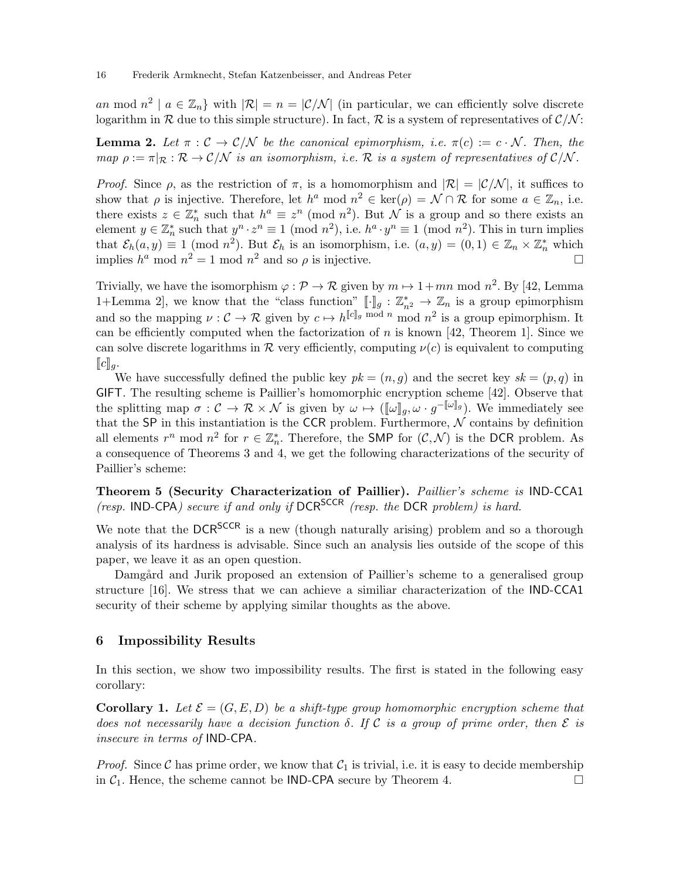$an \bmod n^2 \mid a \in \mathbb{Z}_n\}$ with $|\mathcal{R}| = n = |\mathcal{C}/\mathcal{N}|$ (in particular, we can efficiently solve discrete logarithm in $\mathcal{R}$ due to this simple structure). In fact, $\mathcal{R}$ is a system of representatives of $\mathcal{C}/\mathcal{N}$:

**Lemma 2.** *Let $\pi : \mathcal{C} \to \mathcal{C}/\mathcal{N}$ be the canonical epimorphism, i.e. $\pi(c) := c \cdot \mathcal{N}$. Then, the map $\rho := \pi|_{\mathcal{R}} : \mathcal{R} \to \mathcal{C}/\mathcal{N}$ is an isomorphism, i.e. $\mathcal{R}$ is a system of representatives of $\mathcal{C}/\mathcal{N}$.*

*Proof.* Since $\rho$, as the restriction of $\pi$, is a homomorphism and $|\mathcal{R}| = |\mathcal{C}/\mathcal{N}|$, it suffices to show that $\rho$ is injective. Therefore, let $h^a \bmod n^2 \in \ker(\rho) = \mathcal{N} \cap \mathcal{R}$ for some $a \in \mathbb{Z}_n$, i.e. there exists $z \in \mathbb{Z}_n^*$ such that $h^a \equiv z^n \pmod{n^2}$. But $\mathcal{N}$ is a group and so there exists an element $y \in \mathbb{Z}_n^*$ such that $y^n \cdot z^n \equiv 1 \pmod{n^2}$, i.e. $h^a \cdot y^n \equiv 1 \pmod{n^2}$. This in turn implies that $\mathcal{E}_h(a, y) \equiv 1 \pmod{n^2}$. But $\mathcal{E}_h$ is an isomorphism, i.e. $(a, y) = (0, 1) \in \mathbb{Z}_n \times \mathbb{Z}_n^*$ which implies $h^a \bmod n^2 = 1 \bmod n^2$ and so $\rho$ is injective. $\square$

Trivially, we have the isomorphism $\varphi : \mathcal{P} \to \mathcal{R}$ given by $m \mapsto 1 + mn \bmod n^2$. By [42, Lemma 1+Lemma 2], we know that the "class function" $[\![\cdot]\!]_g : \mathbb{Z}_{n^2}^* \to \mathbb{Z}_n$ is a group epimorphism and so the mapping $\nu : \mathcal{C} \to \mathcal{R}$ given by $c \mapsto h^{[\![c]\!]_g \bmod n} \bmod n^2$ is a group epimorphism. It can be efficiently computed when the factorization of $n$ is known [42, Theorem 1]. Since we can solve discrete logarithms in $\mathcal{R}$ very efficiently, computing $\nu(c)$ is equivalent to computing $[\![c]\!]_g$.

We have successfully defined the public key $pk = (n, g)$ and the secret key $sk = (p, q)$ in GIFT. The resulting scheme is Paillier's homomorphic encryption scheme [42]. Observe that the splitting map $\sigma : \mathcal{C} \to \mathcal{R} \times \mathcal{N}$ is given by $\omega \mapsto ([\![\omega]\!]_g, \omega \cdot g^{-[\![\omega]\!]_g})$. We immediately see that the SP in this instantiation is the CCR problem. Furthermore, $\mathcal{N}$ contains by definition all elements $r^n \bmod n^2$ for $r \in \mathbb{Z}_n^*$. Therefore, the SMP for $(\mathcal{C}, \mathcal{N})$ is the DCR problem. As a consequence of Theorems 3 and 4, we get the following characterizations of the security of Paillier's scheme:

**Theorem 5 (Security Characterization of Paillier).** *Paillier's scheme is IND-CCA1 (resp. IND-CPA) secure if and only if $\mathsf{DCR}^{\mathsf{SCCR}}$ (resp. the DCR problem) is hard.*

We note that the $\mathsf{DCR}^{\mathsf{SCCR}}$ is a new (though naturally arising) problem and so a thorough analysis of its hardness is advisable. Since such an analysis lies outside of the scope of this paper, we leave it as an open question.

Damgård and Jurik proposed an extension of Paillier's scheme to a generalised group structure [16]. We stress that we can achieve a similiar characterization of the IND-CCA1 security of their scheme by applying similar thoughts as the above.

## 6 Impossibility Results

In this section, we show two impossibility results. The first is stated in the following easy corollary:

**Corollary 1.** *Let $\mathcal{E} = (G, E, D)$ be a shift-type group homomorphic encryption scheme that does not necessarily have a decision function $\delta$. If $\mathcal{C}$ is a group of prime order, then $\mathcal{E}$ is insecure in terms of IND-CPA.*

*Proof.* Since $\mathcal{C}$ has prime order, we know that $\mathcal{C}_1$ is trivial, i.e. it is easy to decide membership in $\mathcal{C}_1$. Hence, the scheme cannot be IND-CPA secure by Theorem 4. $\square$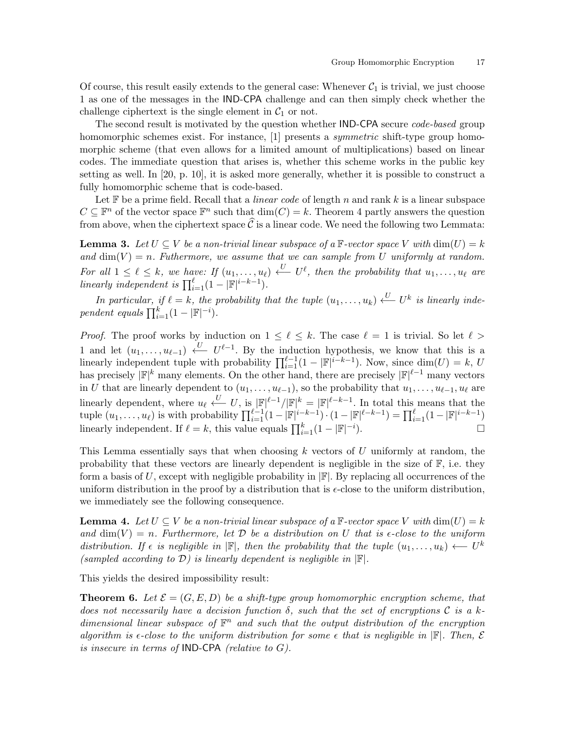Of course, this result easily extends to the general case: Whenever $\mathcal{C}_1$ is trivial, we just choose 1 as one of the messages in the IND-CPA challenge and can then simply check whether the challenge ciphertext is the single element in $\mathcal{C}_1$ or not.

The second result is motivated by the question whether IND-CPA secure *code-based* group homomorphic schemes exist. For instance, [1] presents a *symmetric* shift-type group homomorphic scheme (that even allows for a limited amount of multiplications) based on linear codes. The immediate question that arises is, whether this scheme works in the public key setting as well. In [20, p. 10], it is asked more generally, whether it is possible to construct a fully homomorphic scheme that is code-based.

Let $\mathbb{F}$ be a prime field. Recall that a *linear code* of length $n$ and rank $k$ is a linear subspace $C \subseteq \mathbb{F}^n$ of the vector space $\mathbb{F}^n$ such that $\dim(C) = k$. Theorem 4 partly answers the question from above, when the ciphertext space $\widehat{\mathcal{C}}$ is a linear code. We need the following two Lemmata:

**Lemma 3.** *Let $U \subseteq V$ be a non-trivial linear subspace of a $\mathbb{F}$-vector space $V$ with $\dim(U) = k$ and $\dim(V) = n$. Futhermore, we assume that we can sample from $U$ uniformly at random. For all $1 \leq \ell \leq k$, we have: If $(u_1, \ldots, u_\ell) \xleftarrow{U} U^\ell$, then the probability that $u_1, \ldots, u_\ell$ are linearly independent is $\prod_{i=1}^{\ell}(1 - |\mathbb{F}|^{i-k-1})$.*

*In particular, if $\ell = k$, the probability that the tuple $(u_1, \ldots, u_k) \xleftarrow{U} U^k$ is linearly independent equals $\prod_{i=1}^{k}(1 - |\mathbb{F}|^{-i})$.*

*Proof.* The proof works by induction on $1 \leq \ell \leq k$. The case $\ell = 1$ is trivial. So let $\ell > 1$ and let $(u_1, \ldots, u_{\ell-1}) \xleftarrow{U} U^{\ell-1}$. By the induction hypothesis, we know that this is a linearly independent tuple with probability $\prod_{i=1}^{\ell-1}(1 - |\mathbb{F}|^{i-k-1})$. Now, since $\dim(U) = k$, $U$ has precisely $|\mathbb{F}|^k$ many elements. On the other hand, there are precisely $|\mathbb{F}|^{\ell-1}$ many vectors in $U$ that are linearly dependent to $(u_1, \ldots, u_{\ell-1})$, so the probability that $u_1, \ldots, u_{\ell-1}, u_\ell$ are linearly dependent, where $u_\ell \xleftarrow{U} U$, is $|\mathbb{F}|^{\ell-1}/|\mathbb{F}|^k = |\mathbb{F}|^{\ell-k-1}$. In total this means that the tuple $(u_1, \ldots, u_\ell)$ is with probability $\prod_{i=1}^{\ell-1}(1 - |\mathbb{F}|^{i-k-1}) \cdot (1 - |\mathbb{F}|^{\ell-k-1}) = \prod_{i=1}^{\ell}(1 - |\mathbb{F}|^{i-k-1})$ linearly independent. If $\ell = k$, this value equals $\prod_{i=1}^{k}(1 - |\mathbb{F}|^{-i})$. $\square$

This Lemma essentially says that when choosing $k$ vectors of $U$ uniformly at random, the probability that these vectors are linearly dependent is negligible in the size of $\mathbb{F}$, i.e. they form a basis of $U$, except with negligible probability in $|\mathbb{F}|$. By replacing all occurrences of the uniform distribution in the proof by a distribution that is $\epsilon$-close to the uniform distribution, we immediately see the following consequence.

**Lemma 4.** *Let $U \subseteq V$ be a non-trivial linear subspace of a $\mathbb{F}$-vector space $V$ with $\dim(U) = k$ and $\dim(V) = n$. Furthermore, let $\mathcal{D}$ be a distribution on $U$ that is $\epsilon$-close to the uniform distribution. If $\epsilon$ is negligible in $|\mathbb{F}|$, then the probability that the tuple $(u_1, \ldots, u_k) \longleftarrow U^k$ (sampled according to $\mathcal{D}$) is linearly dependent is negligible in $|\mathbb{F}|$.*

This yields the desired impossibility result:

**Theorem 6.** *Let $\mathcal{E} = (G, E, D)$ be a shift-type group homomorphic encryption scheme, that does not necessarily have a decision function $\delta$, such that the set of encryptions $\mathcal{C}$ is a $k$-dimensional linear subspace of $\mathbb{F}^n$ and such that the output distribution of the encryption algorithm is $\epsilon$-close to the uniform distribution for some $\epsilon$ that is negligible in $|\mathbb{F}|$. Then, $\mathcal{E}$ is insecure in terms of IND-CPA (relative to $G$).*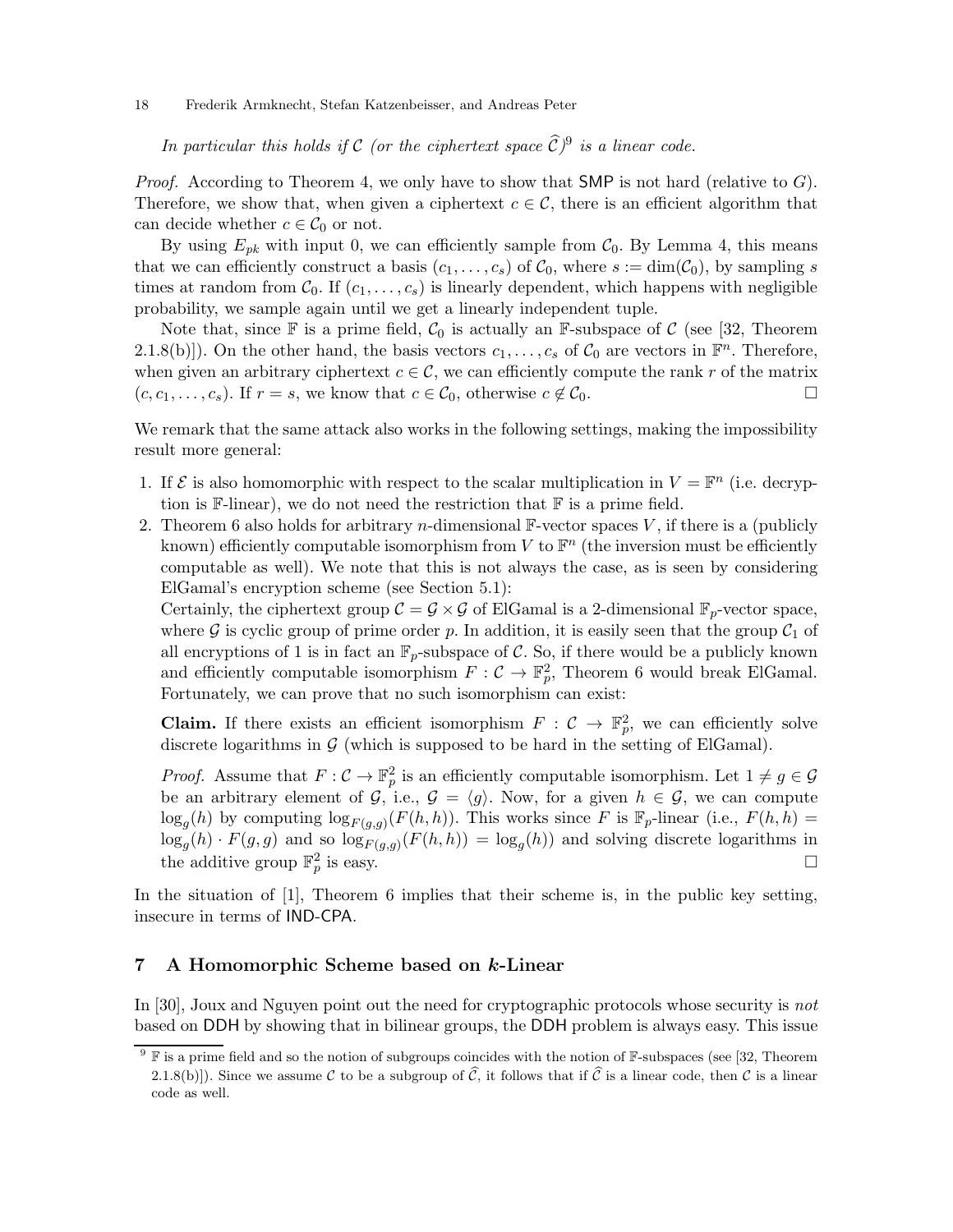*In particular this holds if $\mathcal{C}$ (or the ciphertext space $\widehat{\mathcal{C}}$)[9] is a linear code.*

*Proof.* According to Theorem 4, we only have to show that SMP is not hard (relative to $G$). Therefore, we show that, when given a ciphertext $c \in \mathcal{C}$, there is an efficient algorithm that can decide whether $c \in \mathcal{C}_0$ or not.

By using $E_{pk}$ with input 0, we can efficiently sample from $\mathcal{C}_0$. By Lemma 4, this means that we can efficiently construct a basis $(c_1, \ldots, c_s)$ of $\mathcal{C}_0$, where $s := \dim(\mathcal{C}_0)$, by sampling $s$ times at random from $\mathcal{C}_0$. If $(c_1, \ldots, c_s)$ is linearly dependent, which happens with negligible probability, we sample again until we get a linearly independent tuple.

Note that, since $\mathbb{F}$ is a prime field, $\mathcal{C}_0$ is actually an $\mathbb{F}$-subspace of $\mathcal{C}$ (see [32, Theorem 2.1.8(b)]). On the other hand, the basis vectors $c_1, \ldots, c_s$ of $\mathcal{C}_0$ are vectors in $\mathbb{F}^n$. Therefore, when given an arbitrary ciphertext $c \in \mathcal{C}$, we can efficiently compute the rank $r$ of the matrix $(c, c_1, \ldots, c_s)$. If $r = s$, we know that $c \in \mathcal{C}_0$, otherwise $c \notin \mathcal{C}_0$. □

We remark that the same attack also works in the following settings, making the impossibility result more general:

1. If $\mathcal{E}$ is also homomorphic with respect to the scalar multiplication in $V = \mathbb{F}^n$ (i.e. decryption is $\mathbb{F}$-linear), we do not need the restriction that $\mathbb{F}$ is a prime field.
2. Theorem 6 also holds for arbitrary $n$-dimensional $\mathbb{F}$-vector spaces $V$, if there is a (publicly known) efficiently computable isomorphism from $V$ to $\mathbb{F}^n$ (the inversion must be efficiently computable as well). We note that this is not always the case, as is seen by considering ElGamal's encryption scheme (see Section 5.1):

   Certainly, the ciphertext group $\mathcal{C} = \mathcal{G} \times \mathcal{G}$ of ElGamal is a 2-dimensional $\mathbb{F}_p$-vector space, where $\mathcal{G}$ is cyclic group of prime order $p$. In addition, it is easily seen that the group $\mathcal{C}_1$ of all encryptions of 1 is in fact an $\mathbb{F}_p$-subspace of $\mathcal{C}$. So, if there would be a publicly known and efficiently computable isomorphism $F : \mathcal{C} \to \mathbb{F}_p^2$, Theorem 6 would break ElGamal. Fortunately, we can prove that no such isomorphism can exist:

   **Claim.** If there exists an efficient isomorphism $F : \mathcal{C} \to \mathbb{F}_p^2$, we can efficiently solve discrete logarithms in $\mathcal{G}$ (which is supposed to be hard in the setting of ElGamal).

   *Proof.* Assume that $F : \mathcal{C} \to \mathbb{F}_p^2$ is an efficiently computable isomorphism. Let $1 \neq g \in \mathcal{G}$ be an arbitrary element of $\mathcal{G}$, i.e., $\mathcal{G} = \langle g \rangle$. Now, for a given $h \in \mathcal{G}$, we can compute $\log_g(h)$ by computing $\log_{F(g,g)}(F(h,h))$. This works since $F$ is $\mathbb{F}_p$-linear (i.e., $F(h,h) = \log_g(h) \cdot F(g,g)$ and so $\log_{F(g,g)}(F(h,h)) = \log_g(h)$) and solving discrete logarithms in the additive group $\mathbb{F}_p^2$ is easy. □

In the situation of [1], Theorem 6 implies that their scheme is, in the public key setting, insecure in terms of IND-CPA.

## 7 A Homomorphic Scheme based on $k$-Linear

In [30], Joux and Nguyen point out the need for cryptographic protocols whose security is *not* based on DDH by showing that in bilinear groups, the DDH problem is always easy. This issue

[9] $\mathbb{F}$ is a prime field and so the notion of subgroups coincides with the notion of $\mathbb{F}$-subspaces (see [32, Theorem 2.1.8(b)]). Since we assume $\mathcal{C}$ to be a subgroup of $\widehat{\mathcal{C}}$, it follows that if $\widehat{\mathcal{C}}$ is a linear code, then $\mathcal{C}$ is a linear code as well.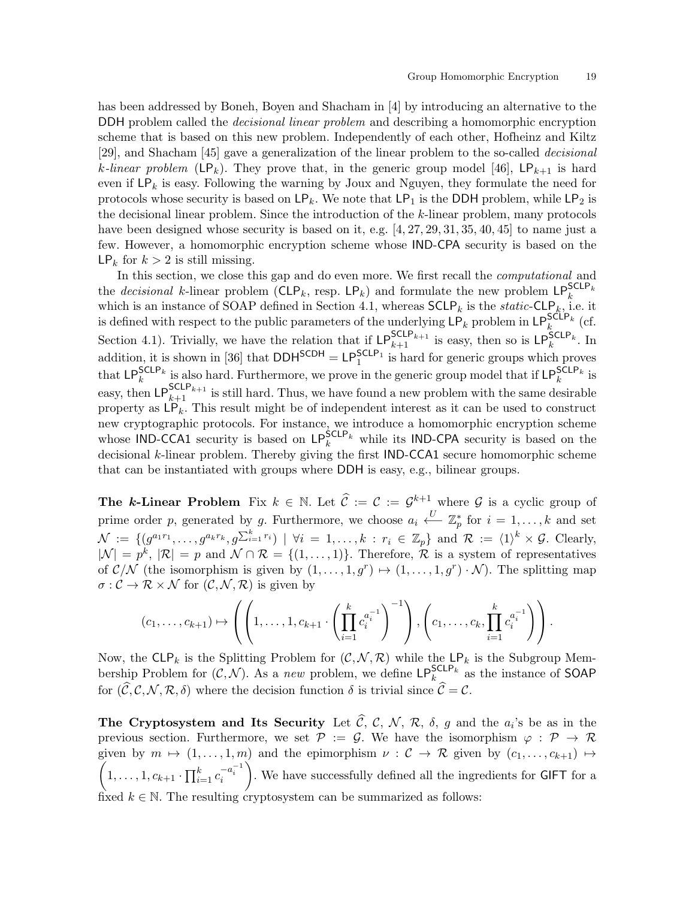has been addressed by Boneh, Boyen and Shacham in [4] by introducing an alternative to the DDH problem called the *decisional linear problem* and describing a homomorphic encryption scheme that is based on this new problem. Independently of each other, Hofheinz and Kiltz [29], and Shacham [45] gave a generalization of the linear problem to the so-called *decisional k-linear problem* ($\mathsf{LP}_k$). They prove that, in the generic group model [46], $\mathsf{LP}_{k+1}$ is hard even if $\mathsf{LP}_k$ is easy. Following the warning by Joux and Nguyen, they formulate the need for protocols whose security is based on $\mathsf{LP}_k$. We note that $\mathsf{LP}_1$ is the DDH problem, while $\mathsf{LP}_2$ is the decisional linear problem. Since the introduction of the $k$-linear problem, many protocols have been designed whose security is based on it, e.g. [4, 27, 29, 31, 35, 40, 45] to name just a few. However, a homomorphic encryption scheme whose IND-CPA security is based on the $\mathsf{LP}_k$ for $k > 2$ is still missing.

In this section, we close this gap and do even more. We first recall the *computational* and the *decisional* $k$-linear problem ($\mathsf{CLP}_k$, resp. $\mathsf{LP}_k$) and formulate the new problem $\mathsf{LP}_k^{\mathsf{SCLP}_k}$ which is an instance of SOAP defined in Section 4.1, whereas $\mathsf{SCLP}_k$ is the *static*-$\mathsf{CLP}_k$, i.e. it is defined with respect to the public parameters of the underlying $\mathsf{LP}_k$ problem in $\mathsf{LP}_k^{\mathsf{SCLP}_k}$ (cf. Section 4.1). Trivially, we have the relation that if $\mathsf{LP}_{k+1}^{\mathsf{SCLP}_{k+1}}$ is easy, then so is $\mathsf{LP}_k^{\mathsf{SCLP}_k}$. In addition, it is shown in [36] that $\mathsf{DDH}^{\mathsf{SCDH}} = \mathsf{LP}_1^{\mathsf{SCLP}_1}$ is hard for generic groups which proves that $\mathsf{LP}_k^{\mathsf{SCLP}_k}$ is also hard. Furthermore, we prove in the generic group model that if $\mathsf{LP}_k^{\mathsf{SCLP}_k}$ is easy, then $\mathsf{LP}_{k+1}^{\mathsf{SCLP}_{k+1}}$ is still hard. Thus, we have found a new problem with the same desirable property as $\mathsf{LP}_k$. This result might be of independent interest as it can be used to construct new cryptographic protocols. For instance, we introduce a homomorphic encryption scheme whose IND-CCA1 security is based on $\mathsf{LP}_k^{\mathsf{SCLP}_k}$ while its IND-CPA security is based on the decisional $k$-linear problem. Thereby giving the first IND-CCA1 secure homomorphic scheme that can be instantiated with groups where DDH is easy, e.g., bilinear groups.

**The $k$-Linear Problem** Fix $k \in \mathbb{N}$. Let $\widehat{\mathcal{C}} := \mathcal{C} := \mathcal{G}^{k+1}$ where $\mathcal{G}$ is a cyclic group of prime order $p$, generated by $g$. Furthermore, we choose $a_i \xleftarrow{U} \mathbb{Z}_p^*$ for $i = 1, \ldots, k$ and set $\mathcal{N} := \{(g^{a_1 r_1}, \ldots, g^{a_k r_k}, g^{\sum_{i=1}^k r_i}) \mid \forall i = 1, \ldots, k : r_i \in \mathbb{Z}_p\}$ and $\mathcal{R} := \langle 1 \rangle^k \times \mathcal{G}$. Clearly, $|\mathcal{N}| = p^k$, $|\mathcal{R}| = p$ and $\mathcal{N} \cap \mathcal{R} = \{(1, \ldots, 1)\}$. Therefore, $\mathcal{R}$ is a system of representatives of $\mathcal{C}/\mathcal{N}$ (the isomorphism is given by $(1, \ldots, 1, g^r) \mapsto (1, \ldots, 1, g^r) \cdot \mathcal{N}$). The splitting map $\sigma : \mathcal{C} \to \mathcal{R} \times \mathcal{N}$ for $(\mathcal{C}, \mathcal{N}, \mathcal{R})$ is given by

$$(c_1, \ldots, c_{k+1}) \mapsto \left( \left( 1, \ldots, 1, c_{k+1} \cdot \left( \prod_{i=1}^k c_i^{a_i^{-1}} \right)^{-1} \right), \left( c_1, \ldots, c_k, \prod_{i=1}^k c_i^{a_i^{-1}} \right) \right).$$

Now, the $\mathsf{CLP}_k$ is the Splitting Problem for $(\mathcal{C}, \mathcal{N}, \mathcal{R})$ while the $\mathsf{LP}_k$ is the Subgroup Membership Problem for $(\mathcal{C}, \mathcal{N})$. As a *new* problem, we define $\mathsf{LP}_k^{\mathsf{SCLP}_k}$ as the instance of SOAP for $(\widehat{\mathcal{C}}, \mathcal{C}, \mathcal{N}, \mathcal{R}, \delta)$ where the decision function $\delta$ is trivial since $\widehat{\mathcal{C}} = \mathcal{C}$.

**The Cryptosystem and Its Security** Let $\widehat{\mathcal{C}}$, $\mathcal{C}$, $\mathcal{N}$, $\mathcal{R}$, $\delta$, $g$ and the $a_i$'s be as in the previous section. Furthermore, we set $\mathcal{P} := \mathcal{G}$. We have the isomorphism $\varphi : \mathcal{P} \to \mathcal{R}$ given by $m \mapsto (1, \ldots, 1, m)$ and the epimorphism $\nu : \mathcal{C} \to \mathcal{R}$ given by $(c_1, \ldots, c_{k+1}) \mapsto \left(1, \ldots, 1, c_{k+1} \cdot \prod_{i=1}^k c_i^{-a_i^{-1}}\right)$. We have successfully defined all the ingredients for GIFT for a fixed $k \in \mathbb{N}$. The resulting cryptosystem can be summarized as follows: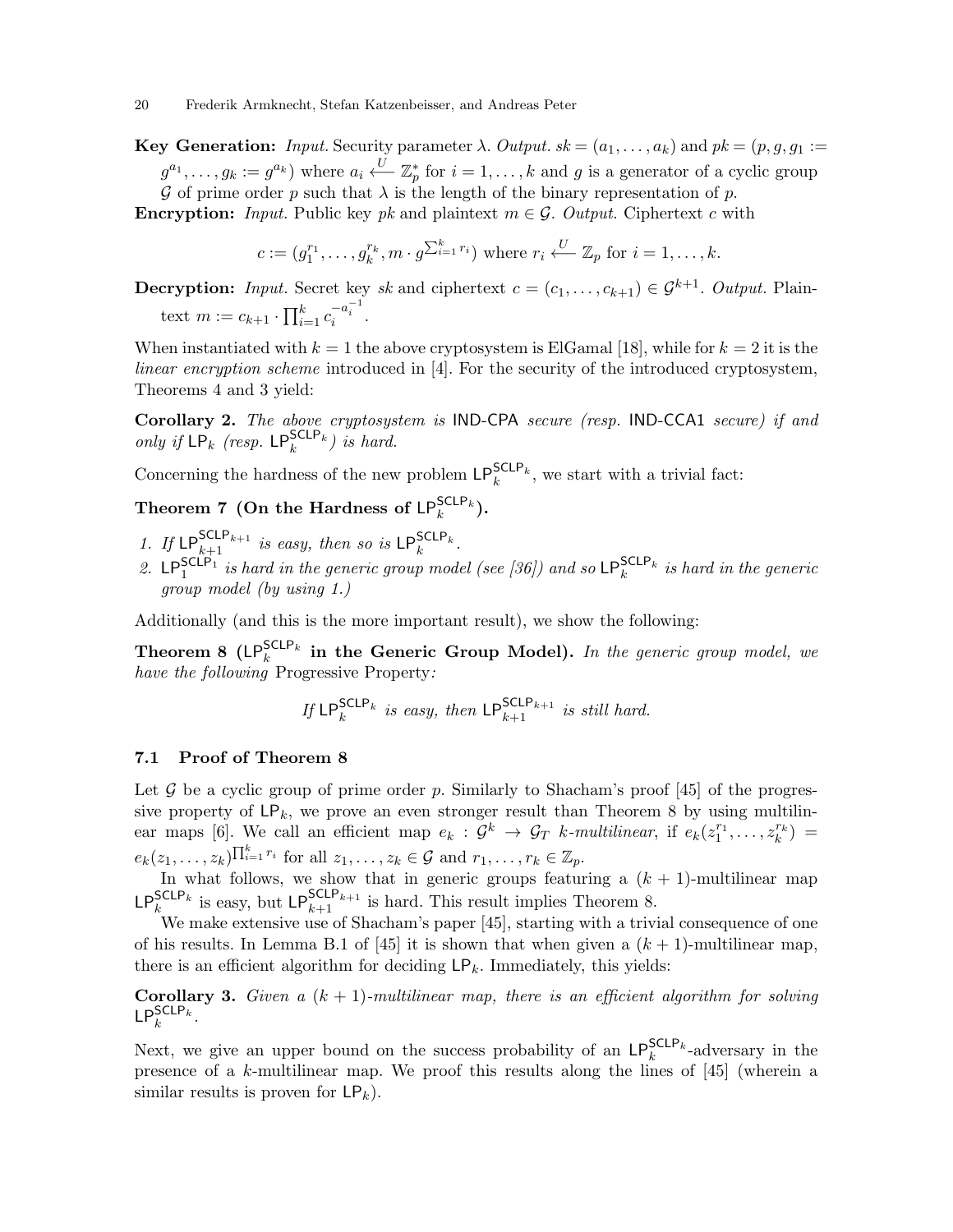**Key Generation:** *Input.* Security parameter $\lambda$. *Output.* $sk = (a_1, \dots, a_k)$ and $pk = (p, g, g_1 := g^{a_1}, \dots, g_k := g^{a_k})$ where $a_i \xleftarrow{U} \mathbb{Z}_p^*$ for $i = 1, \dots, k$ and $g$ is a generator of a cyclic group $\mathcal{G}$ of prime order $p$ such that $\lambda$ is the length of the binary representation of $p$.

**Encryption:** *Input.* Public key $pk$ and plaintext $m \in \mathcal{G}$. *Output.* Ciphertext $c$ with

$$c := (g_1^{r_1}, \dots, g_k^{r_k}, m \cdot g^{\sum_{i=1}^{k} r_i}) \text{ where } r_i \xleftarrow{U} \mathbb{Z}_p \text{ for } i = 1, \dots, k.$$

**Decryption:** *Input.* Secret key $sk$ and ciphertext $c = (c_1, \dots, c_{k+1}) \in \mathcal{G}^{k+1}$. *Output.* Plaintext $m := c_{k+1} \cdot \prod_{i=1}^{k} c_i^{-a_i^{-1}}$.

When instantiated with $k = 1$ the above cryptosystem is ElGamal [18], while for $k = 2$ it is the *linear encryption scheme* introduced in [4]. For the security of the introduced cryptosystem, Theorems 4 and 3 yield:

**Corollary 2.** *The above cryptosystem is* IND-CPA *secure (resp.* IND-CCA1 *secure) if and only if* $\mathsf{LP}_k$ *(resp.* $\mathsf{LP}_k^{\mathsf{SCLP}_k}$*) is hard.*

Concerning the hardness of the new problem $\mathsf{LP}_k^{\mathsf{SCLP}_k}$, we start with a trivial fact:

**Theorem 7 (On the Hardness of $\mathsf{LP}_k^{\mathsf{SCLP}_k}$).**

1. *If* $\mathsf{LP}_{k+1}^{\mathsf{SCLP}_{k+1}}$ *is easy, then so is* $\mathsf{LP}_k^{\mathsf{SCLP}_k}$.
2. $\mathsf{LP}_1^{\mathsf{SCLP}_1}$ *is hard in the generic group model (see [36]) and so* $\mathsf{LP}_k^{\mathsf{SCLP}_k}$ *is hard in the generic group model (by using 1.)*

Additionally (and this is the more important result), we show the following:

**Theorem 8 ($\mathsf{LP}_k^{\mathsf{SCLP}_k}$ in the Generic Group Model).** *In the generic group model, we have the following* Progressive Property*:*

$$\textit{If } \mathsf{LP}_k^{\mathsf{SCLP}_k} \textit{ is easy, then } \mathsf{LP}_{k+1}^{\mathsf{SCLP}_{k+1}} \textit{ is still hard.}$$

### 7.1 Proof of Theorem 8

Let $\mathcal{G}$ be a cyclic group of prime order $p$. Similarly to Shacham's proof [45] of the progressive property of $\mathsf{LP}_k$, we prove an even stronger result than Theorem 8 by using multilinear maps [6]. We call an efficient map $e_k : \mathcal{G}^k \to \mathcal{G}_T$ *k-multilinear*, if $e_k(z_1^{r_1}, \dots, z_k^{r_k}) = e_k(z_1, \dots, z_k)^{\prod_{i=1}^{k} r_i}$ for all $z_1, \dots, z_k \in \mathcal{G}$ and $r_1, \dots, r_k \in \mathbb{Z}_p$.

In what follows, we show that in generic groups featuring a $(k+1)$-multilinear map $\mathsf{LP}_k^{\mathsf{SCLP}_k}$ is easy, but $\mathsf{LP}_{k+1}^{\mathsf{SCLP}_{k+1}}$ is hard. This result implies Theorem 8.

We make extensive use of Shacham's paper [45], starting with a trivial consequence of one of his results. In Lemma B.1 of [45] it is shown that when given a $(k+1)$-multilinear map, there is an efficient algorithm for deciding $\mathsf{LP}_k$. Immediately, this yields:

**Corollary 3.** *Given a $(k+1)$-multilinear map, there is an efficient algorithm for solving* $\mathsf{LP}_k^{\mathsf{SCLP}_k}$.

Next, we give an upper bound on the success probability of an $\mathsf{LP}_k^{\mathsf{SCLP}_k}$-adversary in the presence of a $k$-multilinear map. We proof this results along the lines of [45] (wherein a similar results is proven for $\mathsf{LP}_k$).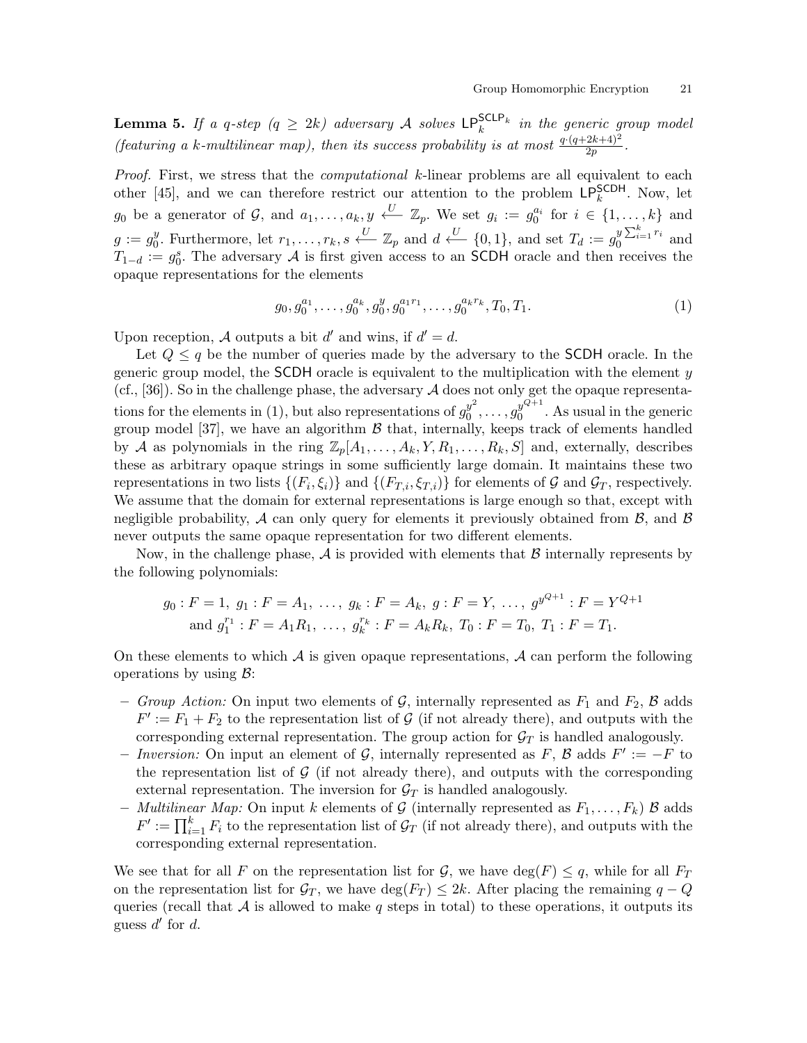**Lemma 5.** *If a q-step ($q \geq 2k$) adversary $\mathcal{A}$ solves $\mathsf{LP}_k^{\mathsf{SCLP}_k}$ in the generic group model (featuring a k-multilinear map), then its success probability is at most $\frac{q\cdot(q+2k+4)^2}{2p}$.*

*Proof.* First, we stress that the *computational* $k$-linear problems are all equivalent to each other [45], and we can therefore restrict our attention to the problem $\mathsf{LP}_k^{\mathsf{SCDH}}$. Now, let $g_0$ be a generator of $\mathcal{G}$, and $a_1, \ldots, a_k, y \xleftarrow{U} \mathbb{Z}_p$. We set $g_i := g_0^{a_i}$ for $i \in \{1, \ldots, k\}$ and $g := g_0^y$. Furthermore, let $r_1, \ldots, r_k, s \xleftarrow{U} \mathbb{Z}_p$ and $d \xleftarrow{U} \{0,1\}$, and set $T_d := g_0^{y\sum_{i=1}^k r_i}$ and $T_{1-d} := g_0^s$. The adversary $\mathcal{A}$ is first given access to an $\mathsf{SCDH}$ oracle and then receives the opaque representations for the elements

$$g_0, g_0^{a_1}, \ldots, g_0^{a_k}, g_0^y, g_0^{a_1 r_1}, \ldots, g_0^{a_k r_k}, T_0, T_1. \tag{1}$$

Upon reception, $\mathcal{A}$ outputs a bit $d'$ and wins, if $d' = d$.

Let $Q \leq q$ be the number of queries made by the adversary to the $\mathsf{SCDH}$ oracle. In the generic group model, the $\mathsf{SCDH}$ oracle is equivalent to the multiplication with the element $y$ (cf., [36]). So in the challenge phase, the adversary $\mathcal{A}$ does not only get the opaque representations for the elements in (1), but also representations of $g_0^{y^2}, \ldots, g_0^{y^{Q+1}}$. As usual in the generic group model [37], we have an algorithm $\mathcal{B}$ that, internally, keeps track of elements handled by $\mathcal{A}$ as polynomials in the ring $\mathbb{Z}_p[A_1, \ldots, A_k, Y, R_1, \ldots, R_k, S]$ and, externally, describes these as arbitrary opaque strings in some sufficiently large domain. It maintains these two representations in two lists $\{(F_i, \xi_i)\}$ and $\{(F_{T,i}, \xi_{T,i})\}$ for elements of $\mathcal{G}$ and $\mathcal{G}_T$, respectively. We assume that the domain for external representations is large enough so that, except with negligible probability, $\mathcal{A}$ can only query for elements it previously obtained from $\mathcal{B}$, and $\mathcal{B}$ never outputs the same opaque representation for two different elements.

Now, in the challenge phase, $\mathcal{A}$ is provided with elements that $\mathcal{B}$ internally represents by the following polynomials:

$$\begin{aligned} &g_0 : F = 1,\ g_1 : F = A_1,\ \ldots,\ g_k : F = A_k,\ g : F = Y,\ \ldots,\ g^{y^{Q+1}} : F = Y^{Q+1} \\ &\text{and } g_1^{r_1} : F = A_1 R_1,\ \ldots,\ g_k^{r_k} : F = A_k R_k,\ T_0 : F = T_0,\ T_1 : F = T_1. \end{aligned}$$

On these elements to which $\mathcal{A}$ is given opaque representations, $\mathcal{A}$ can perform the following operations by using $\mathcal{B}$:

- *Group Action:* On input two elements of $\mathcal{G}$, internally represented as $F_1$ and $F_2$, $\mathcal{B}$ adds $F' := F_1 + F_2$ to the representation list of $\mathcal{G}$ (if not already there), and outputs with the corresponding external representation. The group action for $\mathcal{G}_T$ is handled analogously.
- *Inversion:* On input an element of $\mathcal{G}$, internally represented as $F$, $\mathcal{B}$ adds $F' := -F$ to the representation list of $\mathcal{G}$ (if not already there), and outputs with the corresponding external representation. The inversion for $\mathcal{G}_T$ is handled analogously.
- *Multilinear Map:* On input $k$ elements of $\mathcal{G}$ (internally represented as $F_1, \ldots, F_k$) $\mathcal{B}$ adds $F' := \prod_{i=1}^k F_i$ to the representation list of $\mathcal{G}_T$ (if not already there), and outputs with the corresponding external representation.

We see that for all $F$ on the representation list for $\mathcal{G}$, we have $\deg(F) \leq q$, while for all $F_T$ on the representation list for $\mathcal{G}_T$, we have $\deg(F_T) \leq 2k$. After placing the remaining $q - Q$ queries (recall that $\mathcal{A}$ is allowed to make $q$ steps in total) to these operations, it outputs its guess $d'$ for $d$.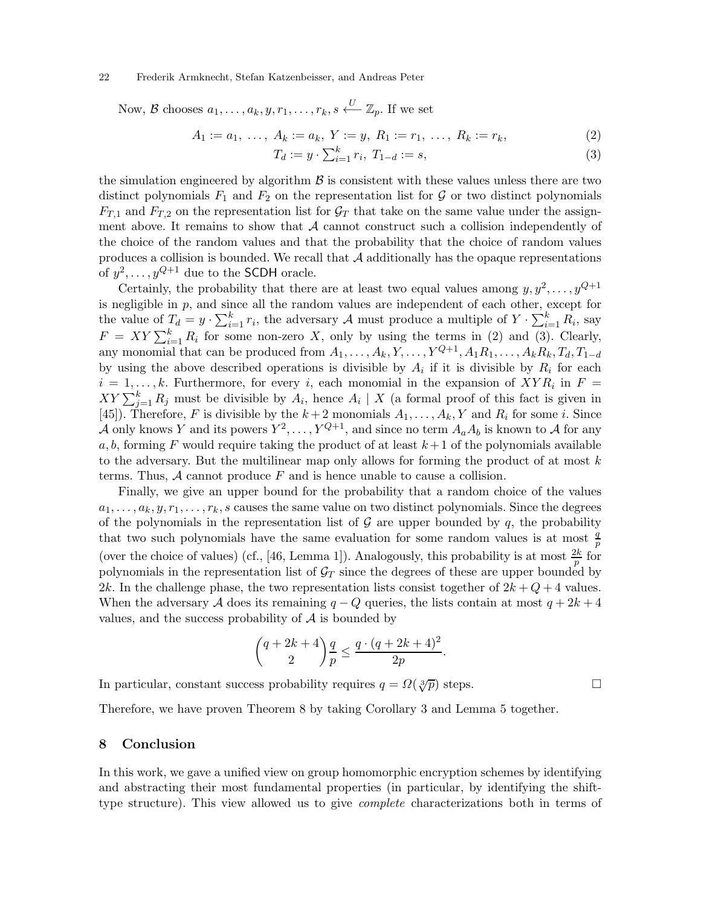Now, $\mathcal{B}$ chooses $a_1, \ldots, a_k, y, r_1, \ldots, r_k, s \overset{U}{\longleftarrow} \mathbb{Z}_p$. If we set

$$A_1 := a_1,\ \ldots,\ A_k := a_k,\ Y := y,\ R_1 := r_1,\ \ldots,\ R_k := r_k, \tag{2}$$

$$T_d := y \cdot \textstyle\sum_{i=1}^{k} r_i,\ T_{1-d} := s, \tag{3}$$

the simulation engineered by algorithm $\mathcal{B}$ is consistent with these values unless there are two distinct polynomials $F_1$ and $F_2$ on the representation list for $\mathcal{G}$ or two distinct polynomials $F_{T,1}$ and $F_{T,2}$ on the representation list for $\mathcal{G}_T$ that take on the same value under the assignment above. It remains to show that $\mathcal{A}$ cannot construct such a collision independently of the choice of the random values and that the probability that the choice of random values produces a collision is bounded. We recall that $\mathcal{A}$ additionally has the opaque representations of $y^2, \ldots, y^{Q+1}$ due to the SCDH oracle.

Certainly, the probability that there are at least two equal values among $y, y^2, \ldots, y^{Q+1}$ is negligible in $p$, and since all the random values are independent of each other, except for the value of $T_d = y \cdot \sum_{i=1}^{k} r_i$, the adversary $\mathcal{A}$ must produce a multiple of $Y \cdot \sum_{i=1}^{k} R_i$, say $F = XY \sum_{i=1}^{k} R_i$ for some non-zero $X$, only by using the terms in (2) and (3). Clearly, any monomial that can be produced from $A_1, \ldots, A_k, Y, \ldots, Y^{Q+1}, A_1R_1, \ldots, A_kR_k, T_d, T_{1-d}$ by using the above described operations is divisible by $A_i$ if it is divisible by $R_i$ for each $i = 1, \ldots, k$. Furthermore, for every $i$, each monomial in the expansion of $XYR_i$ in $F = XY \sum_{j=1}^{k} R_j$ must be divisible by $A_i$, hence $A_i \mid X$ (a formal proof of this fact is given in [45]). Therefore, $F$ is divisible by the $k+2$ monomials $A_1, \ldots, A_k, Y$ and $R_i$ for some $i$. Since $\mathcal{A}$ only knows $Y$ and its powers $Y^2, \ldots, Y^{Q+1}$, and since no term $A_aA_b$ is known to $\mathcal{A}$ for any $a, b$, forming $F$ would require taking the product of at least $k+1$ of the polynomials available to the adversary. But the multilinear map only allows for forming the product of at most $k$ terms. Thus, $\mathcal{A}$ cannot produce $F$ and is hence unable to cause a collision.

Finally, we give an upper bound for the probability that a random choice of the values $a_1, \ldots, a_k, y, r_1, \ldots, r_k, s$ causes the same value on two distinct polynomials. Since the degrees of the polynomials in the representation list of $\mathcal{G}$ are upper bounded by $q$, the probability that two such polynomials have the same evaluation for some random values is at most $\frac{q}{p}$ (over the choice of values) (cf., [46, Lemma 1]). Analogously, this probability is at most $\frac{2k}{p}$ for polynomials in the representation list of $\mathcal{G}_T$ since the degrees of these are upper bounded by $2k$. In the challenge phase, the two representation lists consist together of $2k + Q + 4$ values. When the adversary $\mathcal{A}$ does its remaining $q - Q$ queries, the lists contain at most $q + 2k + 4$ values, and the success probability of $\mathcal{A}$ is bounded by

$$\binom{q+2k+4}{2} \frac{q}{p} \leq \frac{q \cdot (q+2k+4)^2}{2p}.$$

In particular, constant success probability requires $q = \Omega(\sqrt[3]{p})$ steps. $\square$

Therefore, we have proven Theorem 8 by taking Corollary 3 and Lemma 5 together.

## 8 Conclusion

In this work, we gave a unified view on group homomorphic encryption schemes by identifying and abstracting their most fundamental properties (in particular, by identifying the shift-type structure). This view allowed us to give *complete* characterizations both in terms of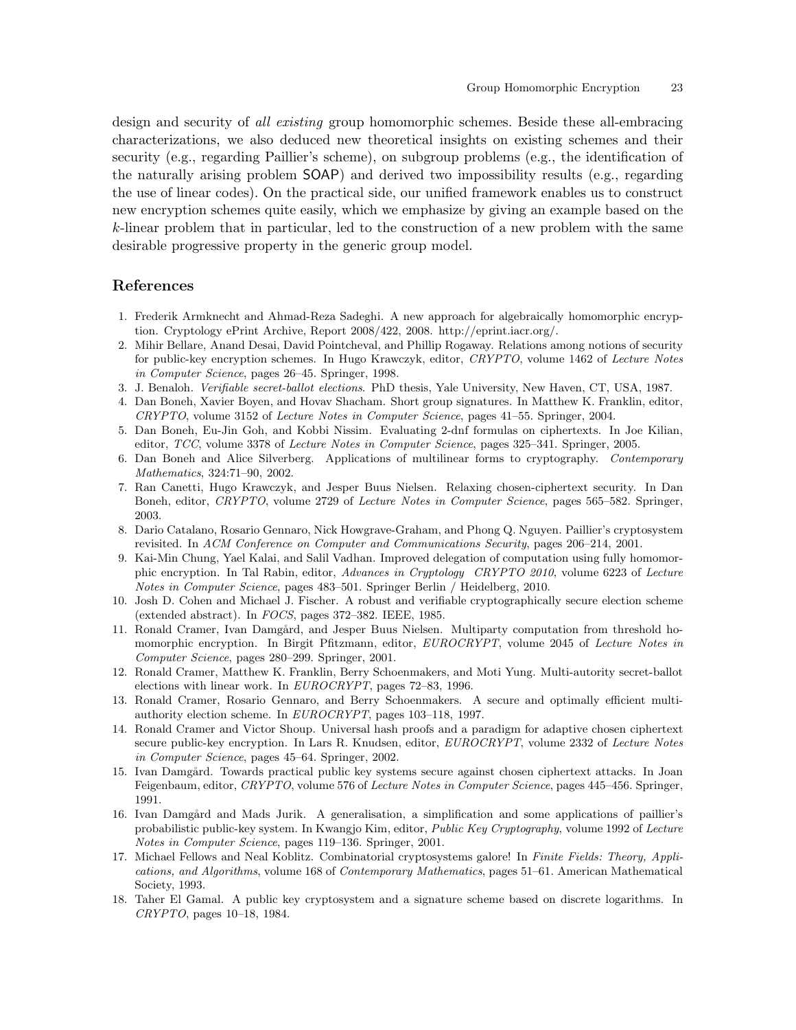design and security of *all existing* group homomorphic schemes. Beside these all-embracing characterizations, we also deduced new theoretical insights on existing schemes and their security (e.g., regarding Paillier's scheme), on subgroup problems (e.g., the identification of the naturally arising problem SOAP) and derived two impossibility results (e.g., regarding the use of linear codes). On the practical side, our unified framework enables us to construct new encryption schemes quite easily, which we emphasize by giving an example based on the $k$-linear problem that in particular, led to the construction of a new problem with the same desirable progressive property in the generic group model.

## References

1. Frederik Armknecht and Ahmad-Reza Sadeghi. A new approach for algebraically homomorphic encryption. Cryptology ePrint Archive, Report 2008/422, 2008. http://eprint.iacr.org/.
2. Mihir Bellare, Anand Desai, David Pointcheval, and Phillip Rogaway. Relations among notions of security for public-key encryption schemes. In Hugo Krawczyk, editor, *CRYPTO*, volume 1462 of *Lecture Notes in Computer Science*, pages 26–45. Springer, 1998.
3. J. Benaloh. *Verifiable secret-ballot elections*. PhD thesis, Yale University, New Haven, CT, USA, 1987.
4. Dan Boneh, Xavier Boyen, and Hovav Shacham. Short group signatures. In Matthew K. Franklin, editor, *CRYPTO*, volume 3152 of *Lecture Notes in Computer Science*, pages 41–55. Springer, 2004.
5. Dan Boneh, Eu-Jin Goh, and Kobbi Nissim. Evaluating 2-dnf formulas on ciphertexts. In Joe Kilian, editor, *TCC*, volume 3378 of *Lecture Notes in Computer Science*, pages 325–341. Springer, 2005.
6. Dan Boneh and Alice Silverberg. Applications of multilinear forms to cryptography. *Contemporary Mathematics*, 324:71–90, 2002.
7. Ran Canetti, Hugo Krawczyk, and Jesper Buus Nielsen. Relaxing chosen-ciphertext security. In Dan Boneh, editor, *CRYPTO*, volume 2729 of *Lecture Notes in Computer Science*, pages 565–582. Springer, 2003.
8. Dario Catalano, Rosario Gennaro, Nick Howgrave-Graham, and Phong Q. Nguyen. Paillier's cryptosystem revisited. In *ACM Conference on Computer and Communications Security*, pages 206–214, 2001.
9. Kai-Min Chung, Yael Kalai, and Salil Vadhan. Improved delegation of computation using fully homomorphic encryption. In Tal Rabin, editor, *Advances in Cryptology CRYPTO 2010*, volume 6223 of *Lecture Notes in Computer Science*, pages 483–501. Springer Berlin / Heidelberg, 2010.
10. Josh D. Cohen and Michael J. Fischer. A robust and verifiable cryptographically secure election scheme (extended abstract). In *FOCS*, pages 372–382. IEEE, 1985.
11. Ronald Cramer, Ivan Damgård, and Jesper Buus Nielsen. Multiparty computation from threshold homomorphic encryption. In Birgit Pfitzmann, editor, *EUROCRYPT*, volume 2045 of *Lecture Notes in Computer Science*, pages 280–299. Springer, 2001.
12. Ronald Cramer, Matthew K. Franklin, Berry Schoenmakers, and Moti Yung. Multi-autority secret-ballot elections with linear work. In *EUROCRYPT*, pages 72–83, 1996.
13. Ronald Cramer, Rosario Gennaro, and Berry Schoenmakers. A secure and optimally efficient multi-authority election scheme. In *EUROCRYPT*, pages 103–118, 1997.
14. Ronald Cramer and Victor Shoup. Universal hash proofs and a paradigm for adaptive chosen ciphertext secure public-key encryption. In Lars R. Knudsen, editor, *EUROCRYPT*, volume 2332 of *Lecture Notes in Computer Science*, pages 45–64. Springer, 2002.
15. Ivan Damgård. Towards practical public key systems secure against chosen ciphertext attacks. In Joan Feigenbaum, editor, *CRYPTO*, volume 576 of *Lecture Notes in Computer Science*, pages 445–456. Springer, 1991.
16. Ivan Damgård and Mads Jurik. A generalisation, a simplification and some applications of paillier's probabilistic public-key system. In Kwangjo Kim, editor, *Public Key Cryptography*, volume 1992 of *Lecture Notes in Computer Science*, pages 119–136. Springer, 2001.
17. Michael Fellows and Neal Koblitz. Combinatorial cryptosystems galore! In *Finite Fields: Theory, Applications, and Algorithms*, volume 168 of *Contemporary Mathematics*, pages 51–61. American Mathematical Society, 1993.
18. Taher El Gamal. A public key cryptosystem and a signature scheme based on discrete logarithms. In *CRYPTO*, pages 10–18, 1984.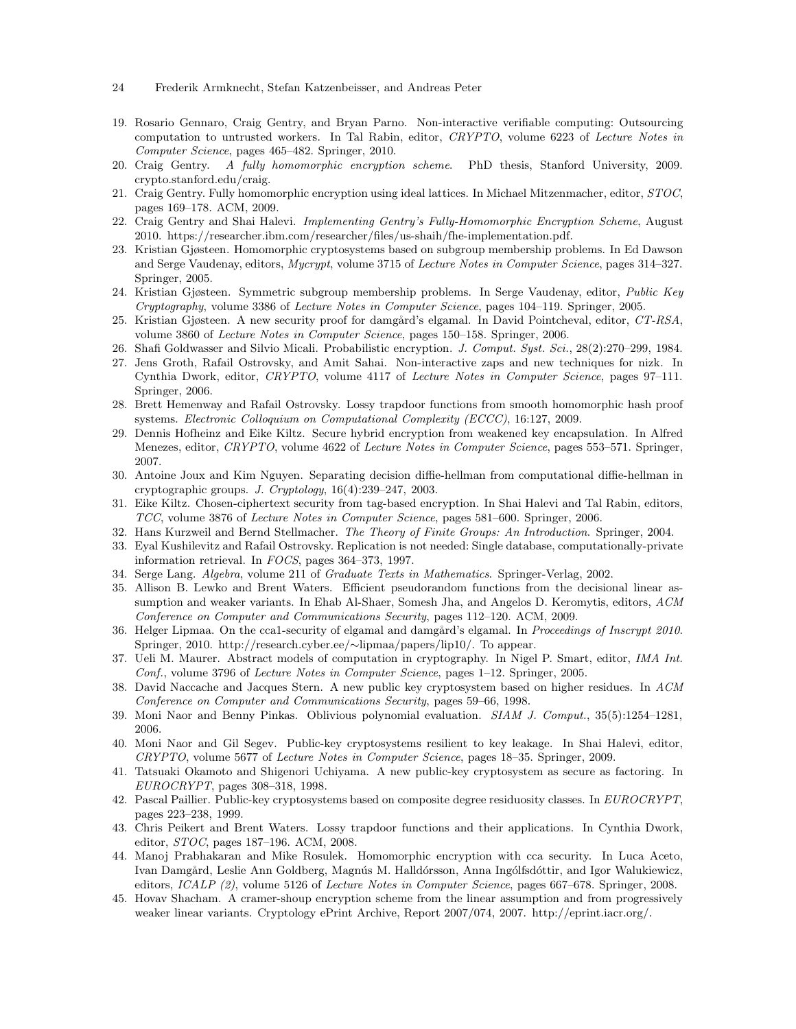19. Rosario Gennaro, Craig Gentry, and Bryan Parno. Non-interactive verifiable computing: Outsourcing computation to untrusted workers. In Tal Rabin, editor, *CRYPTO*, volume 6223 of *Lecture Notes in Computer Science*, pages 465–482. Springer, 2010.
20. Craig Gentry. *A fully homomorphic encryption scheme*. PhD thesis, Stanford University, 2009. crypto.stanford.edu/craig.
21. Craig Gentry. Fully homomorphic encryption using ideal lattices. In Michael Mitzenmacher, editor, *STOC*, pages 169–178. ACM, 2009.
22. Craig Gentry and Shai Halevi. *Implementing Gentry's Fully-Homomorphic Encryption Scheme*, August 2010. https://researcher.ibm.com/researcher/files/us-shaih/fhe-implementation.pdf.
23. Kristian Gjøsteen. Homomorphic cryptosystems based on subgroup membership problems. In Ed Dawson and Serge Vaudenay, editors, *Mycrypt*, volume 3715 of *Lecture Notes in Computer Science*, pages 314–327. Springer, 2005.
24. Kristian Gjøsteen. Symmetric subgroup membership problems. In Serge Vaudenay, editor, *Public Key Cryptography*, volume 3386 of *Lecture Notes in Computer Science*, pages 104–119. Springer, 2005.
25. Kristian Gjøsteen. A new security proof for damgård's elgamal. In David Pointcheval, editor, *CT-RSA*, volume 3860 of *Lecture Notes in Computer Science*, pages 150–158. Springer, 2006.
26. Shafi Goldwasser and Silvio Micali. Probabilistic encryption. *J. Comput. Syst. Sci.*, 28(2):270–299, 1984.
27. Jens Groth, Rafail Ostrovsky, and Amit Sahai. Non-interactive zaps and new techniques for nizk. In Cynthia Dwork, editor, *CRYPTO*, volume 4117 of *Lecture Notes in Computer Science*, pages 97–111. Springer, 2006.
28. Brett Hemenway and Rafail Ostrovsky. Lossy trapdoor functions from smooth homomorphic hash proof systems. *Electronic Colloquium on Computational Complexity (ECCC)*, 16:127, 2009.
29. Dennis Hofheinz and Eike Kiltz. Secure hybrid encryption from weakened key encapsulation. In Alfred Menezes, editor, *CRYPTO*, volume 4622 of *Lecture Notes in Computer Science*, pages 553–571. Springer, 2007.
30. Antoine Joux and Kim Nguyen. Separating decision diffie-hellman from computational diffie-hellman in cryptographic groups. *J. Cryptology*, 16(4):239–247, 2003.
31. Eike Kiltz. Chosen-ciphertext security from tag-based encryption. In Shai Halevi and Tal Rabin, editors, *TCC*, volume 3876 of *Lecture Notes in Computer Science*, pages 581–600. Springer, 2006.
32. Hans Kurzweil and Bernd Stellmacher. *The Theory of Finite Groups: An Introduction*. Springer, 2004.
33. Eyal Kushilevitz and Rafail Ostrovsky. Replication is not needed: Single database, computationally-private information retrieval. In *FOCS*, pages 364–373, 1997.
34. Serge Lang. *Algebra*, volume 211 of *Graduate Texts in Mathematics*. Springer-Verlag, 2002.
35. Allison B. Lewko and Brent Waters. Efficient pseudorandom functions from the decisional linear assumption and weaker variants. In Ehab Al-Shaer, Somesh Jha, and Angelos D. Keromytis, editors, *ACM Conference on Computer and Communications Security*, pages 112–120. ACM, 2009.
36. Helger Lipmaa. On the cca1-security of elgamal and damgård's elgamal. In *Proceedings of Inscrypt 2010*. Springer, 2010. http://research.cyber.ee/∼lipmaa/papers/lip10/. To appear.
37. Ueli M. Maurer. Abstract models of computation in cryptography. In Nigel P. Smart, editor, *IMA Int. Conf.*, volume 3796 of *Lecture Notes in Computer Science*, pages 1–12. Springer, 2005.
38. David Naccache and Jacques Stern. A new public key cryptosystem based on higher residues. In *ACM Conference on Computer and Communications Security*, pages 59–66, 1998.
39. Moni Naor and Benny Pinkas. Oblivious polynomial evaluation. *SIAM J. Comput.*, 35(5):1254–1281, 2006.
40. Moni Naor and Gil Segev. Public-key cryptosystems resilient to key leakage. In Shai Halevi, editor, *CRYPTO*, volume 5677 of *Lecture Notes in Computer Science*, pages 18–35. Springer, 2009.
41. Tatsuaki Okamoto and Shigenori Uchiyama. A new public-key cryptosystem as secure as factoring. In *EUROCRYPT*, pages 308–318, 1998.
42. Pascal Paillier. Public-key cryptosystems based on composite degree residuosity classes. In *EUROCRYPT*, pages 223–238, 1999.
43. Chris Peikert and Brent Waters. Lossy trapdoor functions and their applications. In Cynthia Dwork, editor, *STOC*, pages 187–196. ACM, 2008.
44. Manoj Prabhakaran and Mike Rosulek. Homomorphic encryption with cca security. In Luca Aceto, Ivan Damgård, Leslie Ann Goldberg, Magnús M. Halldórsson, Anna Ingólfsdóttir, and Igor Walukiewicz, editors, *ICALP (2)*, volume 5126 of *Lecture Notes in Computer Science*, pages 667–678. Springer, 2008.
45. Hovav Shacham. A cramer-shoup encryption scheme from the linear assumption and from progressively weaker linear variants. Cryptology ePrint Archive, Report 2007/074, 2007. http://eprint.iacr.org/.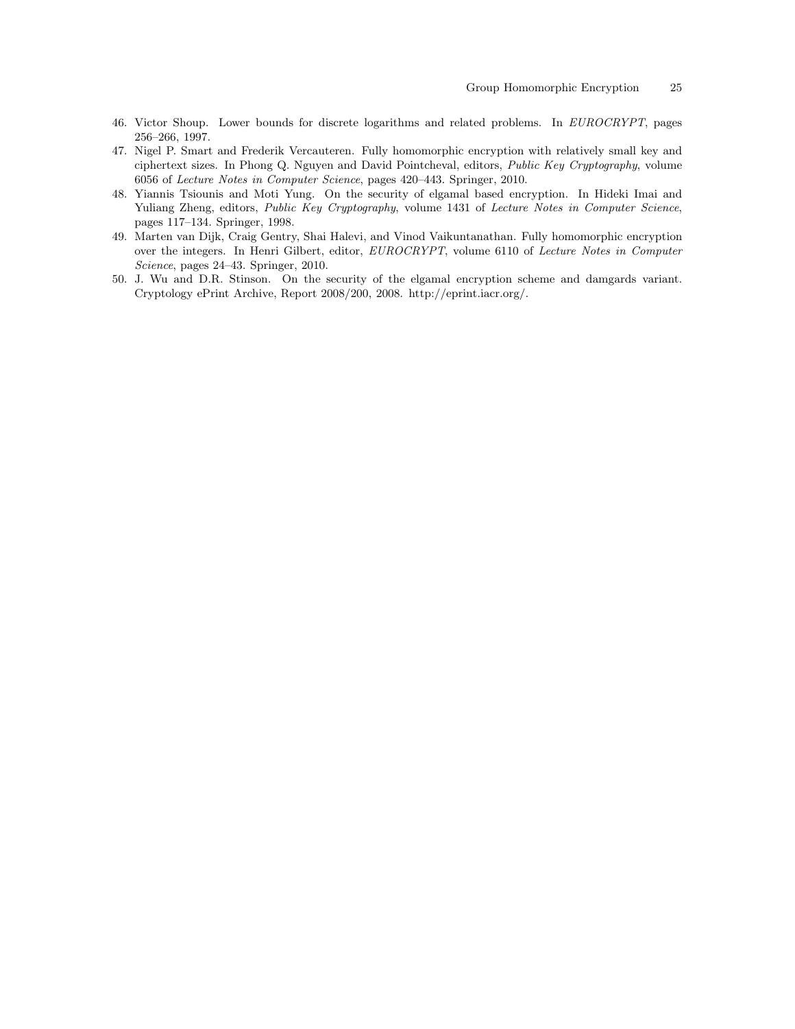46. Victor Shoup. Lower bounds for discrete logarithms and related problems. In *EUROCRYPT*, pages 256–266, 1997.
47. Nigel P. Smart and Frederik Vercauteren. Fully homomorphic encryption with relatively small key and ciphertext sizes. In Phong Q. Nguyen and David Pointcheval, editors, *Public Key Cryptography*, volume 6056 of *Lecture Notes in Computer Science*, pages 420–443. Springer, 2010.
48. Yiannis Tsiounis and Moti Yung. On the security of elgamal based encryption. In Hideki Imai and Yuliang Zheng, editors, *Public Key Cryptography*, volume 1431 of *Lecture Notes in Computer Science*, pages 117–134. Springer, 1998.
49. Marten van Dijk, Craig Gentry, Shai Halevi, and Vinod Vaikuntanathan. Fully homomorphic encryption over the integers. In Henri Gilbert, editor, *EUROCRYPT*, volume 6110 of *Lecture Notes in Computer Science*, pages 24–43. Springer, 2010.
50. J. Wu and D.R. Stinson. On the security of the elgamal encryption scheme and damgards variant. Cryptology ePrint Archive, Report 2008/200, 2008. http://eprint.iacr.org/.